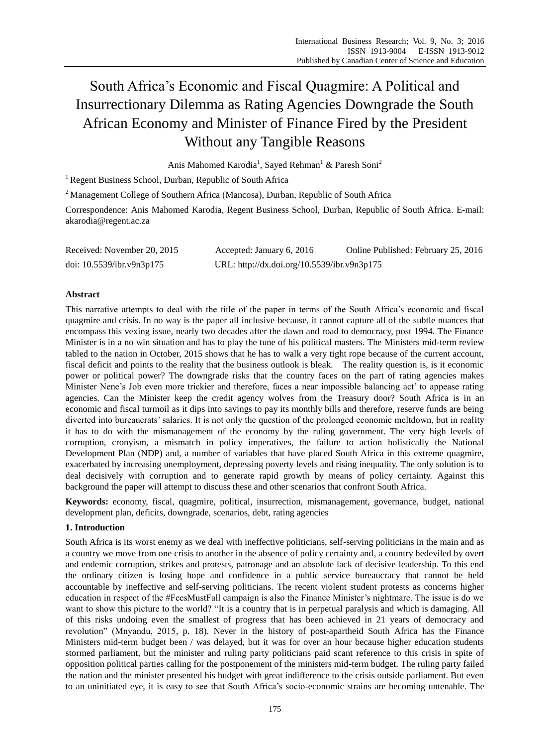# South Africa's Economic and Fiscal Quagmire: A Political and Insurrectionary Dilemma as Rating Agencies Downgrade the South African Economy and Minister of Finance Fired by the President Without any Tangible Reasons

Anis Mahomed Karodia[1], Sayed Rehman[1] & Paresh Soni[2]

[1] Regent Business School, Durban, Republic of South Africa

[2] Management College of Southern Africa (Mancosa), Durban, Republic of South Africa

Correspondence: Anis Mahomed Karodia, Regent Business School, Durban, Republic of South Africa. E-mail: akarodia@regent.ac.za

Received: November 20, 2015 Accepted: January 6, 2016 Online Published: February 25, 2016

doi: 10.5539/ibr.v9n3p175 URL: http://dx.doi.org/10.5539/ibr.v9n3p175

## Abstract

This narrative attempts to deal with the title of the paper in terms of the South Africa's economic and fiscal quagmire and crisis. In no way is the paper all inclusive because, it cannot capture all of the subtle nuances that encompass this vexing issue, nearly two decades after the dawn and road to democracy, post 1994. The Finance Minister is in a no win situation and has to play the tune of his political masters. The Ministers mid-term review tabled to the nation in October, 2015 shows that he has to walk a very tight rope because of the current account, fiscal deficit and points to the reality that the business outlook is bleak. The reality question is, is it economic power or political power? The downgrade risks that the country faces on the part of rating agencies makes Minister Nene's Job even more trickier and therefore, faces a near impossible balancing act' to appease rating agencies. Can the Minister keep the credit agency wolves from the Treasury door? South Africa is in an economic and fiscal turmoil as it dips into savings to pay its monthly bills and therefore, reserve funds are being diverted into bureaucrats' salaries. It is not only the question of the prolonged economic meltdown, but in reality it has to do with the mismanagement of the economy by the ruling government. The very high levels of corruption, cronyism, a mismatch in policy imperatives, the failure to action holistically the National Development Plan (NDP) and, a number of variables that have placed South Africa in this extreme quagmire, exacerbated by increasing unemployment, depressing poverty levels and rising inequality. The only solution is to deal decisively with corruption and to generate rapid growth by means of policy certainty. Against this background the paper will attempt to discuss these and other scenarios that confront South Africa.

**Keywords:** economy, fiscal, quagmire, political, insurrection, mismanagement, governance, budget, national development plan, deficits, downgrade, scenarios, debt, rating agencies

## 1. Introduction

South Africa is its worst enemy as we deal with ineffective politicians, self-serving politicians in the main and as a country we move from one crisis to another in the absence of policy certainty and, a country bedeviled by overt and endemic corruption, strikes and protests, patronage and an absolute lack of decisive leadership. To this end the ordinary citizen is losing hope and confidence in a public service bureaucracy that cannot be held accountable by ineffective and self-serving politicians. The recent violent student protests as concerns higher education in respect of the #FeesMustFall campaign is also the Finance Minister's nightmare. The issue is do we want to show this picture to the world? "It is a country that is in perpetual paralysis and which is damaging. All of this risks undoing even the smallest of progress that has been achieved in 21 years of democracy and revolution" (Mnyandu, 2015, p. 18). Never in the history of post-apartheid South Africa has the Finance Ministers mid-term budget been / was delayed, but it was for over an hour because higher education students stormed parliament, but the minister and ruling party politicians paid scant reference to this crisis in spite of opposition political parties calling for the postponement of the ministers mid-term budget. The ruling party failed the nation and the minister presented his budget with great indifference to the crisis outside parliament. But even to an uninitiated eye, it is easy to see that South Africa's socio-economic strains are becoming untenable. The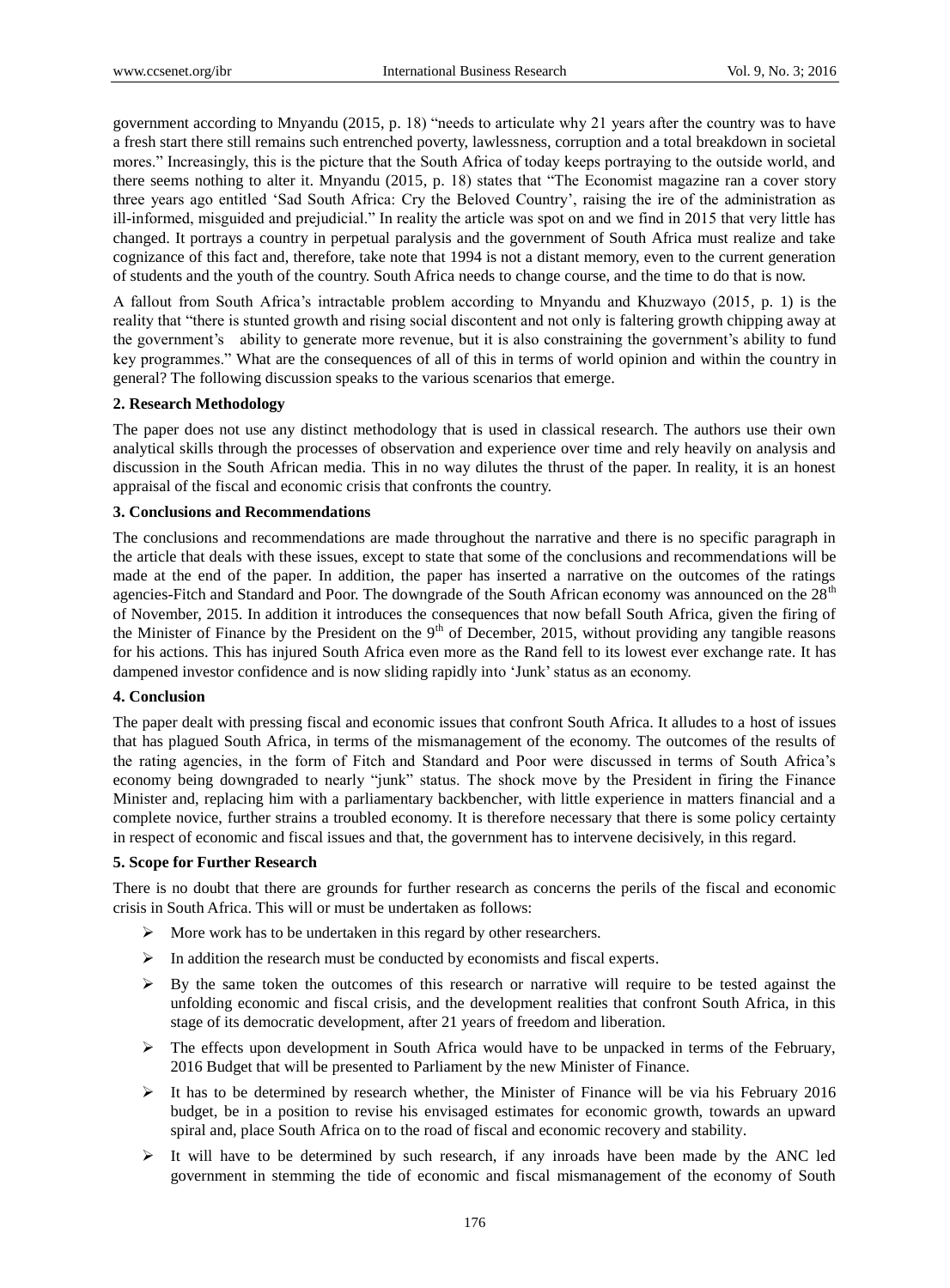government according to Mnyandu (2015, p. 18) "needs to articulate why 21 years after the country was to have a fresh start there still remains such entrenched poverty, lawlessness, corruption and a total breakdown in societal mores." Increasingly, this is the picture that the South Africa of today keeps portraying to the outside world, and there seems nothing to alter it. Mnyandu (2015, p. 18) states that "The Economist magazine ran a cover story three years ago entitled 'Sad South Africa: Cry the Beloved Country', raising the ire of the administration as ill-informed, misguided and prejudicial." In reality the article was spot on and we find in 2015 that very little has changed. It portrays a country in perpetual paralysis and the government of South Africa must realize and take cognizance of this fact and, therefore, take note that 1994 is not a distant memory, even to the current generation of students and the youth of the country. South Africa needs to change course, and the time to do that is now.

A fallout from South Africa's intractable problem according to Mnyandu and Khuzwayo (2015, p. 1) is the reality that "there is stunted growth and rising social discontent and not only is faltering growth chipping away at the government's ability to generate more revenue, but it is also constraining the government's ability to fund key programmes." What are the consequences of all of this in terms of world opinion and within the country in general? The following discussion speaks to the various scenarios that emerge.

## 2. Research Methodology

The paper does not use any distinct methodology that is used in classical research. The authors use their own analytical skills through the processes of observation and experience over time and rely heavily on analysis and discussion in the South African media. This in no way dilutes the thrust of the paper. In reality, it is an honest appraisal of the fiscal and economic crisis that confronts the country.

## 3. Conclusions and Recommendations

The conclusions and recommendations are made throughout the narrative and there is no specific paragraph in the article that deals with these issues, except to state that some of the conclusions and recommendations will be made at the end of the paper. In addition, the paper has inserted a narrative on the outcomes of the ratings agencies-Fitch and Standard and Poor. The downgrade of the South African economy was announced on the 28th of November, 2015. In addition it introduces the consequences that now befall South Africa, given the firing of the Minister of Finance by the President on the 9th of December, 2015, without providing any tangible reasons for his actions. This has injured South Africa even more as the Rand fell to its lowest ever exchange rate. It has dampened investor confidence and is now sliding rapidly into 'Junk' status as an economy.

## 4. Conclusion

The paper dealt with pressing fiscal and economic issues that confront South Africa. It alludes to a host of issues that has plagued South Africa, in terms of the mismanagement of the economy. The outcomes of the results of the rating agencies, in the form of Fitch and Standard and Poor were discussed in terms of South Africa's economy being downgraded to nearly "junk" status. The shock move by the President in firing the Finance Minister and, replacing him with a parliamentary backbencher, with little experience in matters financial and a complete novice, further strains a troubled economy. It is therefore necessary that there is some policy certainty in respect of economic and fiscal issues and that, the government has to intervene decisively, in this regard.

## 5. Scope for Further Research

There is no doubt that there are grounds for further research as concerns the perils of the fiscal and economic crisis in South Africa. This will or must be undertaken as follows:

- More work has to be undertaken in this regard by other researchers.
- In addition the research must be conducted by economists and fiscal experts.
- By the same token the outcomes of this research or narrative will require to be tested against the unfolding economic and fiscal crisis, and the development realities that confront South Africa, in this stage of its democratic development, after 21 years of freedom and liberation.
- The effects upon development in South Africa would have to be unpacked in terms of the February, 2016 Budget that will be presented to Parliament by the new Minister of Finance.
- It has to be determined by research whether, the Minister of Finance will be via his February 2016 budget, be in a position to revise his envisaged estimates for economic growth, towards an upward spiral and, place South Africa on to the road of fiscal and economic recovery and stability.
- It will have to be determined by such research, if any inroads have been made by the ANC led government in stemming the tide of economic and fiscal mismanagement of the economy of South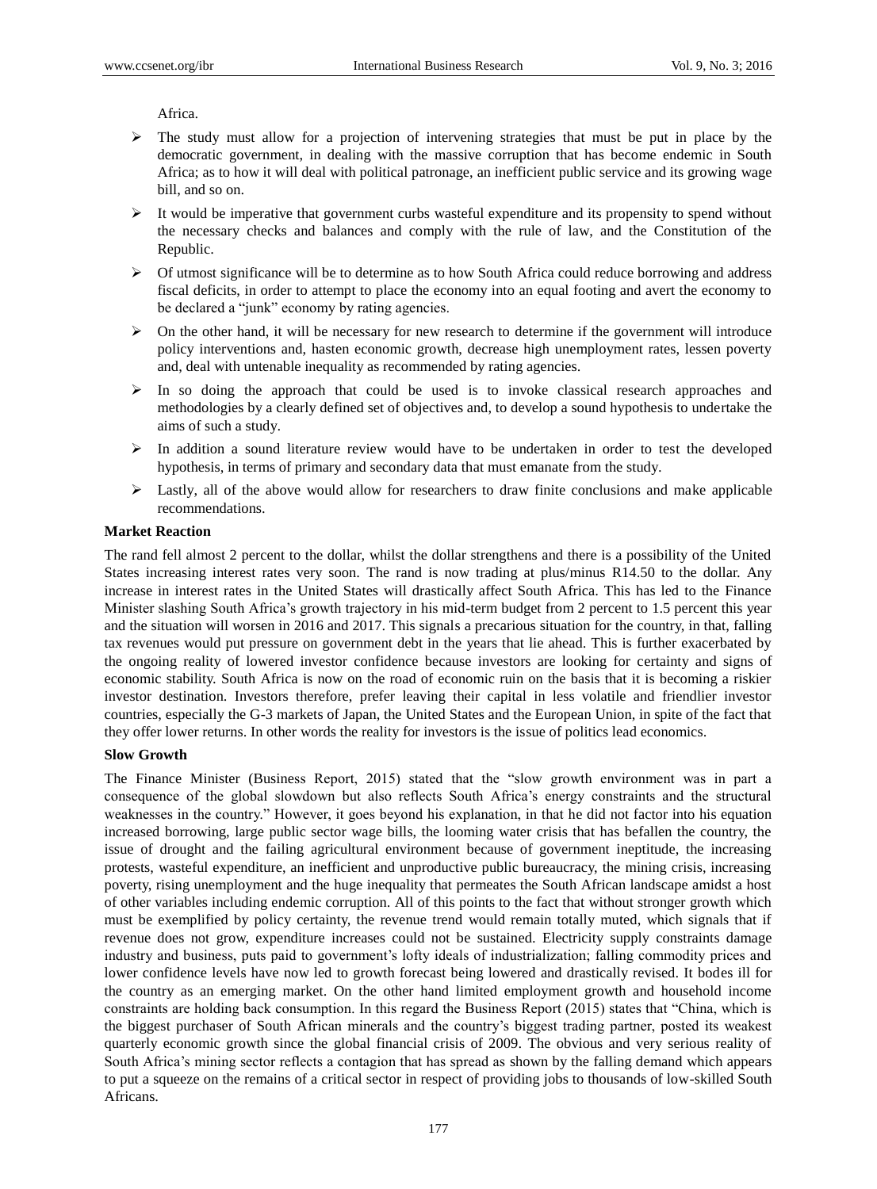Africa.

- The study must allow for a projection of intervening strategies that must be put in place by the democratic government, in dealing with the massive corruption that has become endemic in South Africa; as to how it will deal with political patronage, an inefficient public service and its growing wage bill, and so on.
- It would be imperative that government curbs wasteful expenditure and its propensity to spend without the necessary checks and balances and comply with the rule of law, and the Constitution of the Republic.
- Of utmost significance will be to determine as to how South Africa could reduce borrowing and address fiscal deficits, in order to attempt to place the economy into an equal footing and avert the economy to be declared a "junk" economy by rating agencies.
- On the other hand, it will be necessary for new research to determine if the government will introduce policy interventions and, hasten economic growth, decrease high unemployment rates, lessen poverty and, deal with untenable inequality as recommended by rating agencies.
- In so doing the approach that could be used is to invoke classical research approaches and methodologies by a clearly defined set of objectives and, to develop a sound hypothesis to undertake the aims of such a study.
- In addition a sound literature review would have to be undertaken in order to test the developed hypothesis, in terms of primary and secondary data that must emanate from the study.
- Lastly, all of the above would allow for researchers to draw finite conclusions and make applicable recommendations.

**Market Reaction**

The rand fell almost 2 percent to the dollar, whilst the dollar strengthens and there is a possibility of the United States increasing interest rates very soon. The rand is now trading at plus/minus R14.50 to the dollar. Any increase in interest rates in the United States will drastically affect South Africa. This has led to the Finance Minister slashing South Africa's growth trajectory in his mid-term budget from 2 percent to 1.5 percent this year and the situation will worsen in 2016 and 2017. This signals a precarious situation for the country, in that, falling tax revenues would put pressure on government debt in the years that lie ahead. This is further exacerbated by the ongoing reality of lowered investor confidence because investors are looking for certainty and signs of economic stability. South Africa is now on the road of economic ruin on the basis that it is becoming a riskier investor destination. Investors therefore, prefer leaving their capital in less volatile and friendlier investor countries, especially the G-3 markets of Japan, the United States and the European Union, in spite of the fact that they offer lower returns. In other words the reality for investors is the issue of politics lead economics.

**Slow Growth**

The Finance Minister (Business Report, 2015) stated that the "slow growth environment was in part a consequence of the global slowdown but also reflects South Africa's energy constraints and the structural weaknesses in the country." However, it goes beyond his explanation, in that he did not factor into his equation increased borrowing, large public sector wage bills, the looming water crisis that has befallen the country, the issue of drought and the failing agricultural environment because of government ineptitude, the increasing protests, wasteful expenditure, an inefficient and unproductive public bureaucracy, the mining crisis, increasing poverty, rising unemployment and the huge inequality that permeates the South African landscape amidst a host of other variables including endemic corruption. All of this points to the fact that without stronger growth which must be exemplified by policy certainty, the revenue trend would remain totally muted, which signals that if revenue does not grow, expenditure increases could not be sustained. Electricity supply constraints damage industry and business, puts paid to government's lofty ideals of industrialization; falling commodity prices and lower confidence levels have now led to growth forecast being lowered and drastically revised. It bodes ill for the country as an emerging market. On the other hand limited employment growth and household income constraints are holding back consumption. In this regard the Business Report (2015) states that "China, which is the biggest purchaser of South African minerals and the country's biggest trading partner, posted its weakest quarterly economic growth since the global financial crisis of 2009. The obvious and very serious reality of South Africa's mining sector reflects a contagion that has spread as shown by the falling demand which appears to put a squeeze on the remains of a critical sector in respect of providing jobs to thousands of low-skilled South Africans.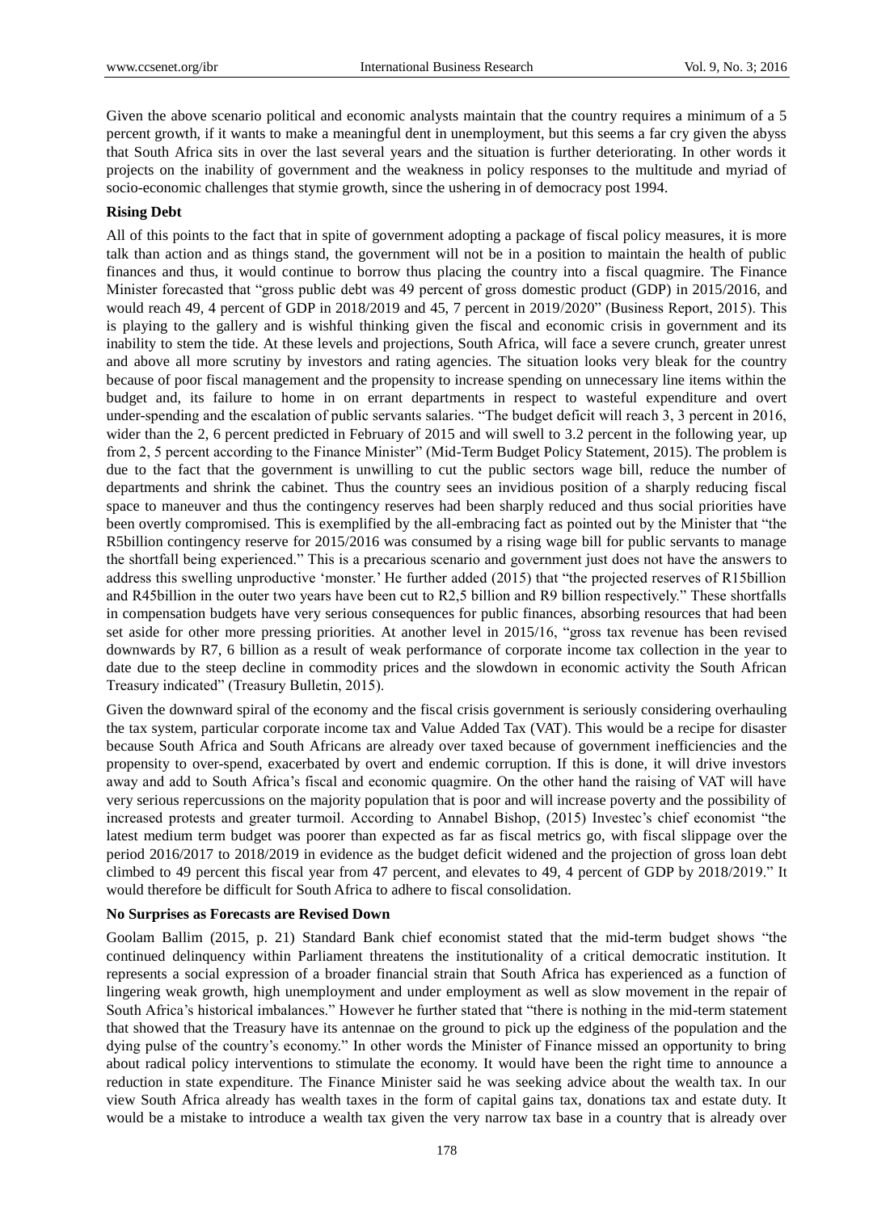Given the above scenario political and economic analysts maintain that the country requires a minimum of a 5 percent growth, if it wants to make a meaningful dent in unemployment, but this seems a far cry given the abyss that South Africa sits in over the last several years and the situation is further deteriorating. In other words it projects on the inability of government and the weakness in policy responses to the multitude and myriad of socio-economic challenges that stymie growth, since the ushering in of democracy post 1994.

**Rising Debt**

All of this points to the fact that in spite of government adopting a package of fiscal policy measures, it is more talk than action and as things stand, the government will not be in a position to maintain the health of public finances and thus, it would continue to borrow thus placing the country into a fiscal quagmire. The Finance Minister forecasted that "gross public debt was 49 percent of gross domestic product (GDP) in 2015/2016, and would reach 49, 4 percent of GDP in 2018/2019 and 45, 7 percent in 2019/2020" (Business Report, 2015). This is playing to the gallery and is wishful thinking given the fiscal and economic crisis in government and its inability to stem the tide. At these levels and projections, South Africa, will face a severe crunch, greater unrest and above all more scrutiny by investors and rating agencies. The situation looks very bleak for the country because of poor fiscal management and the propensity to increase spending on unnecessary line items within the budget and, its failure to home in on errant departments in respect to wasteful expenditure and overt under-spending and the escalation of public servants salaries. "The budget deficit will reach 3, 3 percent in 2016, wider than the 2, 6 percent predicted in February of 2015 and will swell to 3.2 percent in the following year, up from 2, 5 percent according to the Finance Minister" (Mid-Term Budget Policy Statement, 2015). The problem is due to the fact that the government is unwilling to cut the public sectors wage bill, reduce the number of departments and shrink the cabinet. Thus the country sees an invidious position of a sharply reducing fiscal space to maneuver and thus the contingency reserves had been sharply reduced and thus social priorities have been overtly compromised. This is exemplified by the all-embracing fact as pointed out by the Minister that "the R5billion contingency reserve for 2015/2016 was consumed by a rising wage bill for public servants to manage the shortfall being experienced." This is a precarious scenario and government just does not have the answers to address this swelling unproductive 'monster.' He further added (2015) that "the projected reserves of R15billion and R45billion in the outer two years have been cut to R2,5 billion and R9 billion respectively." These shortfalls in compensation budgets have very serious consequences for public finances, absorbing resources that had been set aside for other more pressing priorities. At another level in 2015/16, "gross tax revenue has been revised downwards by R7, 6 billion as a result of weak performance of corporate income tax collection in the year to date due to the steep decline in commodity prices and the slowdown in economic activity the South African Treasury indicated" (Treasury Bulletin, 2015).

Given the downward spiral of the economy and the fiscal crisis government is seriously considering overhauling the tax system, particular corporate income tax and Value Added Tax (VAT). This would be a recipe for disaster because South Africa and South Africans are already over taxed because of government inefficiencies and the propensity to over-spend, exacerbated by overt and endemic corruption. If this is done, it will drive investors away and add to South Africa's fiscal and economic quagmire. On the other hand the raising of VAT will have very serious repercussions on the majority population that is poor and will increase poverty and the possibility of increased protests and greater turmoil. According to Annabel Bishop, (2015) Investec's chief economist "the latest medium term budget was poorer than expected as far as fiscal metrics go, with fiscal slippage over the period 2016/2017 to 2018/2019 in evidence as the budget deficit widened and the projection of gross loan debt climbed to 49 percent this fiscal year from 47 percent, and elevates to 49, 4 percent of GDP by 2018/2019." It would therefore be difficult for South Africa to adhere to fiscal consolidation.

**No Surprises as Forecasts are Revised Down**

Goolam Ballim (2015, p. 21) Standard Bank chief economist stated that the mid-term budget shows "the continued delinquency within Parliament threatens the institutionality of a critical democratic institution. It represents a social expression of a broader financial strain that South Africa has experienced as a function of lingering weak growth, high unemployment and under employment as well as slow movement in the repair of South Africa's historical imbalances." However he further stated that "there is nothing in the mid-term statement that showed that the Treasury have its antennae on the ground to pick up the edginess of the population and the dying pulse of the country's economy." In other words the Minister of Finance missed an opportunity to bring about radical policy interventions to stimulate the economy. It would have been the right time to announce a reduction in state expenditure. The Finance Minister said he was seeking advice about the wealth tax. In our view South Africa already has wealth taxes in the form of capital gains tax, donations tax and estate duty. It would be a mistake to introduce a wealth tax given the very narrow tax base in a country that is already over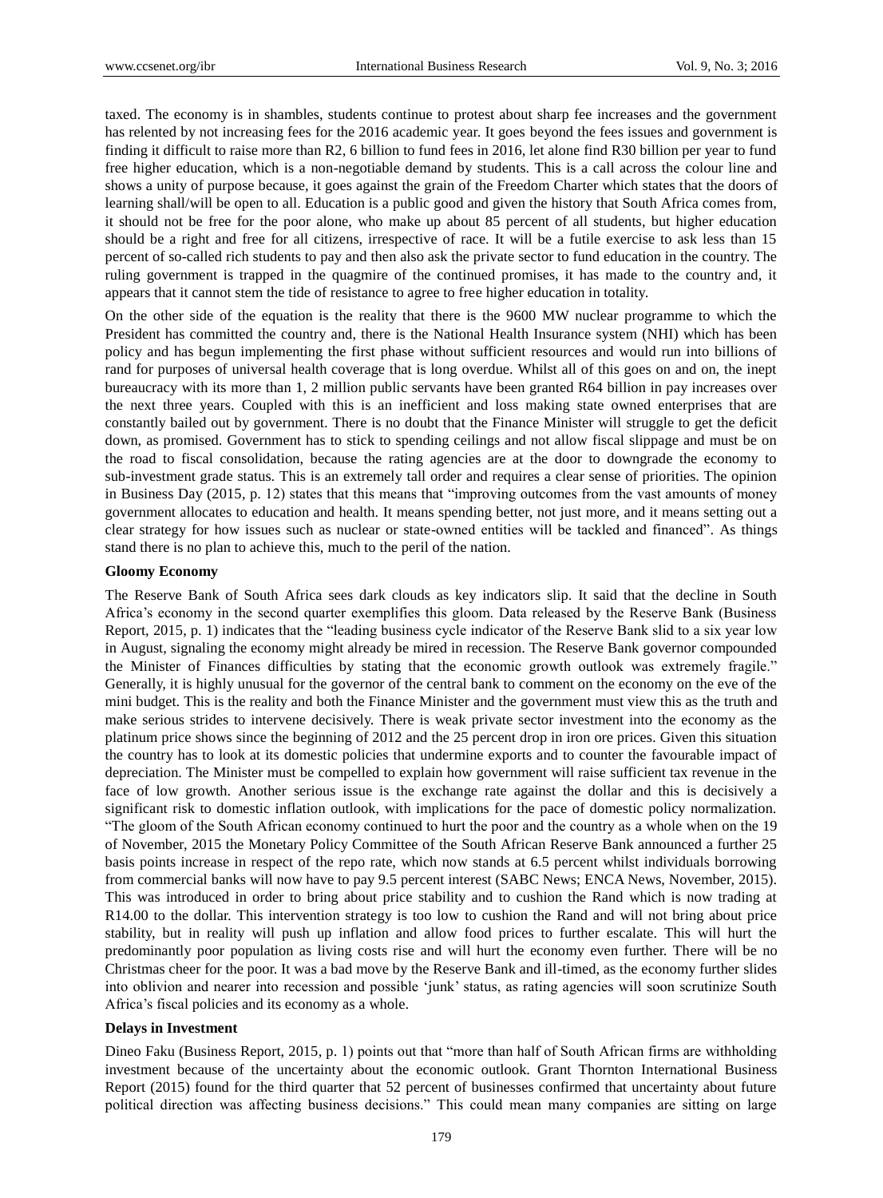taxed. The economy is in shambles, students continue to protest about sharp fee increases and the government has relented by not increasing fees for the 2016 academic year. It goes beyond the fees issues and government is finding it difficult to raise more than R2, 6 billion to fund fees in 2016, let alone find R30 billion per year to fund free higher education, which is a non-negotiable demand by students. This is a call across the colour line and shows a unity of purpose because, it goes against the grain of the Freedom Charter which states that the doors of learning shall/will be open to all. Education is a public good and given the history that South Africa comes from, it should not be free for the poor alone, who make up about 85 percent of all students, but higher education should be a right and free for all citizens, irrespective of race. It will be a futile exercise to ask less than 15 percent of so-called rich students to pay and then also ask the private sector to fund education in the country. The ruling government is trapped in the quagmire of the continued promises, it has made to the country and, it appears that it cannot stem the tide of resistance to agree to free higher education in totality.

On the other side of the equation is the reality that there is the 9600 MW nuclear programme to which the President has committed the country and, there is the National Health Insurance system (NHI) which has been policy and has begun implementing the first phase without sufficient resources and would run into billions of rand for purposes of universal health coverage that is long overdue. Whilst all of this goes on and on, the inept bureaucracy with its more than 1, 2 million public servants have been granted R64 billion in pay increases over the next three years. Coupled with this is an inefficient and loss making state owned enterprises that are constantly bailed out by government. There is no doubt that the Finance Minister will struggle to get the deficit down, as promised. Government has to stick to spending ceilings and not allow fiscal slippage and must be on the road to fiscal consolidation, because the rating agencies are at the door to downgrade the economy to sub-investment grade status. This is an extremely tall order and requires a clear sense of priorities. The opinion in Business Day (2015, p. 12) states that this means that "improving outcomes from the vast amounts of money government allocates to education and health. It means spending better, not just more, and it means setting out a clear strategy for how issues such as nuclear or state-owned entities will be tackled and financed". As things stand there is no plan to achieve this, much to the peril of the nation.

**Gloomy Economy**

The Reserve Bank of South Africa sees dark clouds as key indicators slip. It said that the decline in South Africa's economy in the second quarter exemplifies this gloom. Data released by the Reserve Bank (Business Report, 2015, p. 1) indicates that the "leading business cycle indicator of the Reserve Bank slid to a six year low in August, signaling the economy might already be mired in recession. The Reserve Bank governor compounded the Minister of Finances difficulties by stating that the economic growth outlook was extremely fragile." Generally, it is highly unusual for the governor of the central bank to comment on the economy on the eve of the mini budget. This is the reality and both the Finance Minister and the government must view this as the truth and make serious strides to intervene decisively. There is weak private sector investment into the economy as the platinum price shows since the beginning of 2012 and the 25 percent drop in iron ore prices. Given this situation the country has to look at its domestic policies that undermine exports and to counter the favourable impact of depreciation. The Minister must be compelled to explain how government will raise sufficient tax revenue in the face of low growth. Another serious issue is the exchange rate against the dollar and this is decisively a significant risk to domestic inflation outlook, with implications for the pace of domestic policy normalization. "The gloom of the South African economy continued to hurt the poor and the country as a whole when on the 19 of November, 2015 the Monetary Policy Committee of the South African Reserve Bank announced a further 25 basis points increase in respect of the repo rate, which now stands at 6.5 percent whilst individuals borrowing from commercial banks will now have to pay 9.5 percent interest (SABC News; ENCA News, November, 2015). This was introduced in order to bring about price stability and to cushion the Rand which is now trading at R14.00 to the dollar. This intervention strategy is too low to cushion the Rand and will not bring about price stability, but in reality will push up inflation and allow food prices to further escalate. This will hurt the predominantly poor population as living costs rise and will hurt the economy even further. There will be no Christmas cheer for the poor. It was a bad move by the Reserve Bank and ill-timed, as the economy further slides into oblivion and nearer into recession and possible 'junk' status, as rating agencies will soon scrutinize South Africa's fiscal policies and its economy as a whole.

**Delays in Investment**

Dineo Faku (Business Report, 2015, p. 1) points out that "more than half of South African firms are withholding investment because of the uncertainty about the economic outlook. Grant Thornton International Business Report (2015) found for the third quarter that 52 percent of businesses confirmed that uncertainty about future political direction was affecting business decisions." This could mean many companies are sitting on large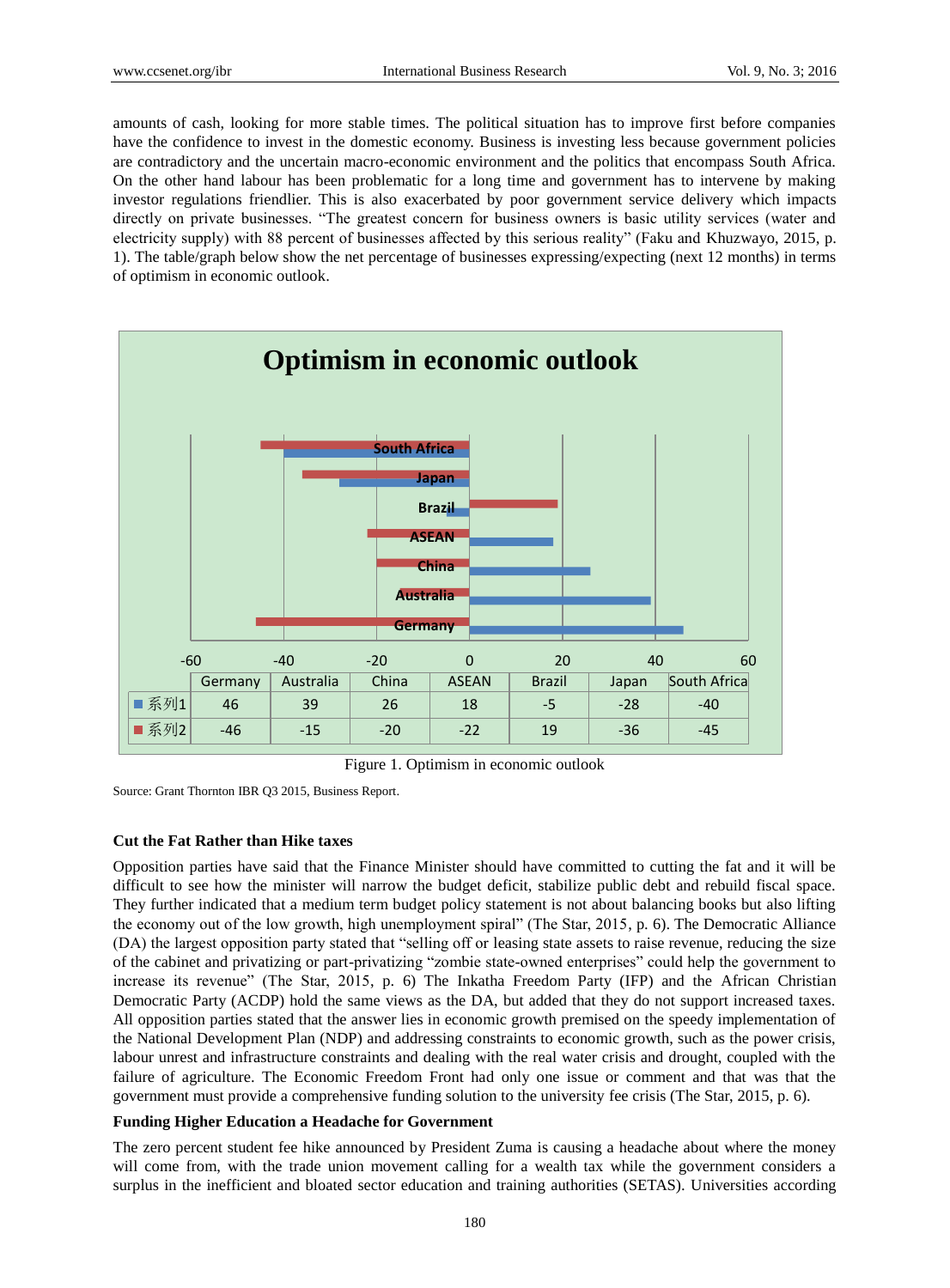amounts of cash, looking for more stable times. The political situation has to improve first before companies have the confidence to invest in the domestic economy. Business is investing less because government policies are contradictory and the uncertain macro-economic environment and the politics that encompass South Africa. On the other hand labour has been problematic for a long time and government has to intervene by making investor regulations friendlier. This is also exacerbated by poor government service delivery which impacts directly on private businesses. "The greatest concern for business owners is basic utility services (water and electricity supply) with 88 percent of businesses affected by this serious reality" (Faku and Khuzwayo, 2015, p. 1). The table/graph below show the net percentage of businesses expressing/expecting (next 12 months) in terms of optimism in economic outlook.

**Optimism in economic outlook**

| | Germany | Australia | China | ASEAN | Brazil | Japan | South Africa |
|---|---|---|---|---|---|---|---|
| 系列1 | 46 | 39 | 26 | 18 | -5 | -28 | -40 |
| 系列2 | -46 | -15 | -20 | -22 | 19 | -36 | -45 |

Figure 1. Optimism in economic outlook

Source: Grant Thornton IBR Q3 2015, Business Report.

### Cut the Fat Rather than Hike taxes

Opposition parties have said that the Finance Minister should have committed to cutting the fat and it will be difficult to see how the minister will narrow the budget deficit, stabilize public debt and rebuild fiscal space. They further indicated that a medium term budget policy statement is not about balancing books but also lifting the economy out of the low growth, high unemployment spiral" (The Star, 2015, p. 6). The Democratic Alliance (DA) the largest opposition party stated that "selling off or leasing state assets to raise revenue, reducing the size of the cabinet and privatizing or part-privatizing "zombie state-owned enterprises" could help the government to increase its revenue" (The Star, 2015, p. 6) The Inkatha Freedom Party (IFP) and the African Christian Democratic Party (ACDP) hold the same views as the DA, but added that they do not support increased taxes. All opposition parties stated that the answer lies in economic growth premised on the speedy implementation of the National Development Plan (NDP) and addressing constraints to economic growth, such as the power crisis, labour unrest and infrastructure constraints and dealing with the real water crisis and drought, coupled with the failure of agriculture. The Economic Freedom Front had only one issue or comment and that was that the government must provide a comprehensive funding solution to the university fee crisis (The Star, 2015, p. 6).

### Funding Higher Education a Headache for Government

The zero percent student fee hike announced by President Zuma is causing a headache about where the money will come from, with the trade union movement calling for a wealth tax while the government considers a surplus in the inefficient and bloated sector education and training authorities (SETAS). Universities according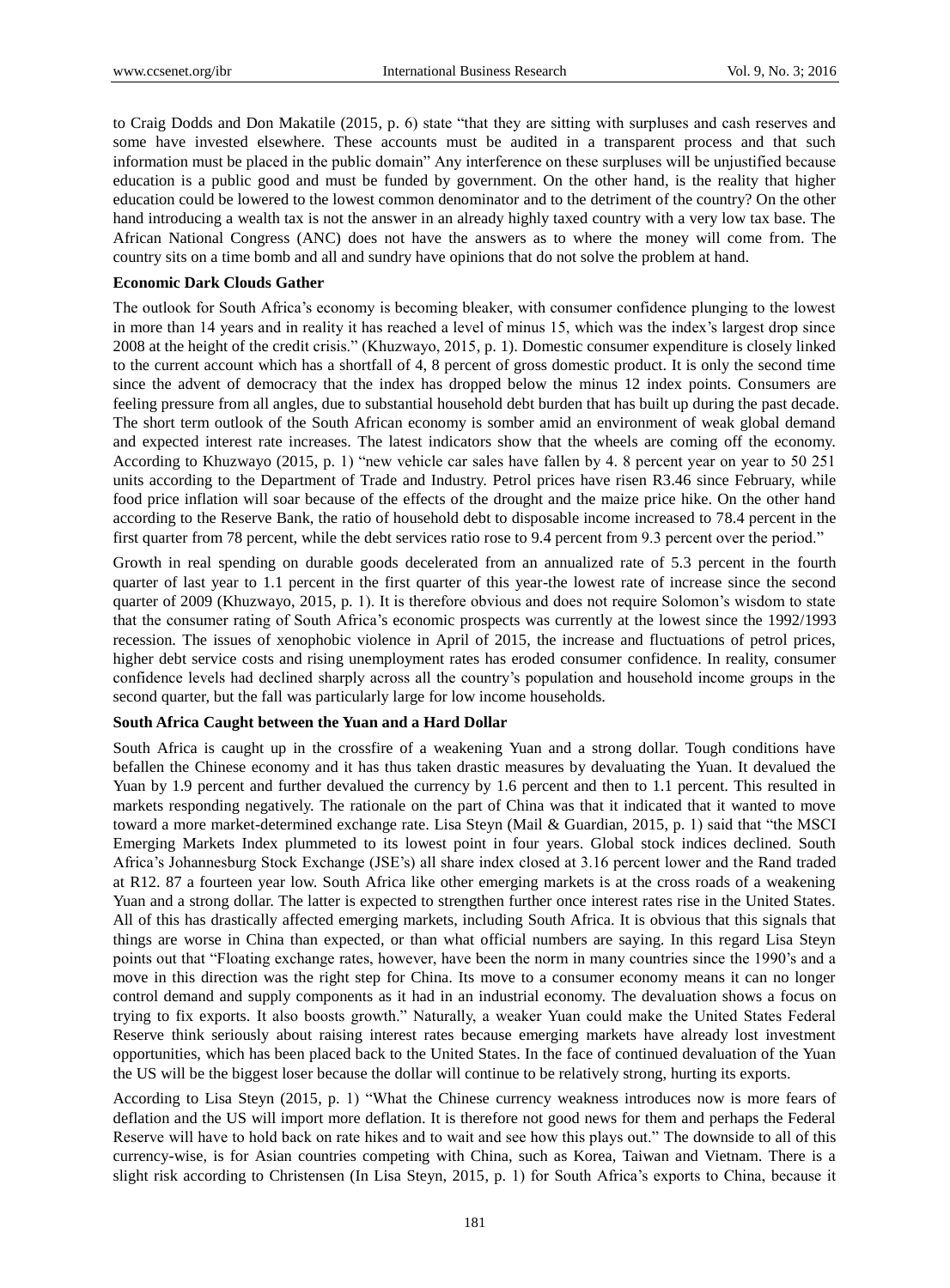to Craig Dodds and Don Makatile (2015, p. 6) state "that they are sitting with surpluses and cash reserves and some have invested elsewhere. These accounts must be audited in a transparent process and that such information must be placed in the public domain" Any interference on these surpluses will be unjustified because education is a public good and must be funded by government. On the other hand, is the reality that higher education could be lowered to the lowest common denominator and to the detriment of the country? On the other hand introducing a wealth tax is not the answer in an already highly taxed country with a very low tax base. The African National Congress (ANC) does not have the answers as to where the money will come from. The country sits on a time bomb and all and sundry have opinions that do not solve the problem at hand.

**Economic Dark Clouds Gather**

The outlook for South Africa's economy is becoming bleaker, with consumer confidence plunging to the lowest in more than 14 years and in reality it has reached a level of minus 15, which was the index's largest drop since 2008 at the height of the credit crisis." (Khuzwayo, 2015, p. 1). Domestic consumer expenditure is closely linked to the current account which has a shortfall of 4, 8 percent of gross domestic product. It is only the second time since the advent of democracy that the index has dropped below the minus 12 index points. Consumers are feeling pressure from all angles, due to substantial household debt burden that has built up during the past decade. The short term outlook of the South African economy is somber amid an environment of weak global demand and expected interest rate increases. The latest indicators show that the wheels are coming off the economy. According to Khuzwayo (2015, p. 1) "new vehicle car sales have fallen by 4. 8 percent year on year to 50 251 units according to the Department of Trade and Industry. Petrol prices have risen R3.46 since February, while food price inflation will soar because of the effects of the drought and the maize price hike. On the other hand according to the Reserve Bank, the ratio of household debt to disposable income increased to 78.4 percent in the first quarter from 78 percent, while the debt services ratio rose to 9.4 percent from 9.3 percent over the period."

Growth in real spending on durable goods decelerated from an annualized rate of 5.3 percent in the fourth quarter of last year to 1.1 percent in the first quarter of this year-the lowest rate of increase since the second quarter of 2009 (Khuzwayo, 2015, p. 1). It is therefore obvious and does not require Solomon's wisdom to state that the consumer rating of South Africa's economic prospects was currently at the lowest since the 1992/1993 recession. The issues of xenophobic violence in April of 2015, the increase and fluctuations of petrol prices, higher debt service costs and rising unemployment rates has eroded consumer confidence. In reality, consumer confidence levels had declined sharply across all the country's population and household income groups in the second quarter, but the fall was particularly large for low income households.

**South Africa Caught between the Yuan and a Hard Dollar**

South Africa is caught up in the crossfire of a weakening Yuan and a strong dollar. Tough conditions have befallen the Chinese economy and it has thus taken drastic measures by devaluating the Yuan. It devalued the Yuan by 1.9 percent and further devalued the currency by 1.6 percent and then to 1.1 percent. This resulted in markets responding negatively. The rationale on the part of China was that it indicated that it wanted to move toward a more market-determined exchange rate. Lisa Steyn (Mail & Guardian, 2015, p. 1) said that "the MSCI Emerging Markets Index plummeted to its lowest point in four years. Global stock indices declined. South Africa's Johannesburg Stock Exchange (JSE's) all share index closed at 3.16 percent lower and the Rand traded at R12. 87 a fourteen year low. South Africa like other emerging markets is at the cross roads of a weakening Yuan and a strong dollar. The latter is expected to strengthen further once interest rates rise in the United States. All of this has drastically affected emerging markets, including South Africa. It is obvious that this signals that things are worse in China than expected, or than what official numbers are saying. In this regard Lisa Steyn points out that "Floating exchange rates, however, have been the norm in many countries since the 1990's and a move in this direction was the right step for China. Its move to a consumer economy means it can no longer control demand and supply components as it had in an industrial economy. The devaluation shows a focus on trying to fix exports. It also boosts growth." Naturally, a weaker Yuan could make the United States Federal Reserve think seriously about raising interest rates because emerging markets have already lost investment opportunities, which has been placed back to the United States. In the face of continued devaluation of the Yuan the US will be the biggest loser because the dollar will continue to be relatively strong, hurting its exports.

According to Lisa Steyn (2015, p. 1) "What the Chinese currency weakness introduces now is more fears of deflation and the US will import more deflation. It is therefore not good news for them and perhaps the Federal Reserve will have to hold back on rate hikes and to wait and see how this plays out." The downside to all of this currency-wise, is for Asian countries competing with China, such as Korea, Taiwan and Vietnam. There is a slight risk according to Christensen (In Lisa Steyn, 2015, p. 1) for South Africa's exports to China, because it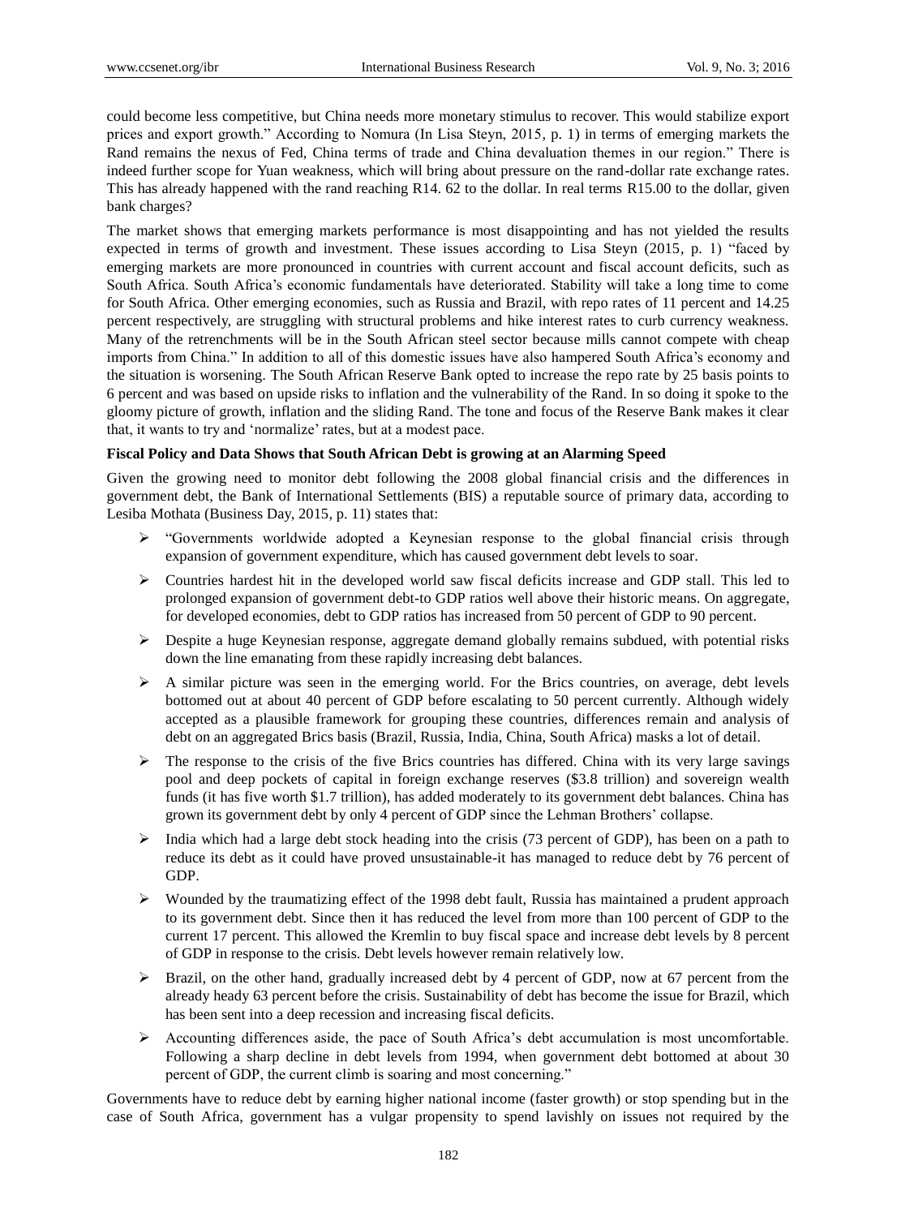could become less competitive, but China needs more monetary stimulus to recover. This would stabilize export prices and export growth." According to Nomura (In Lisa Steyn, 2015, p. 1) in terms of emerging markets the Rand remains the nexus of Fed, China terms of trade and China devaluation themes in our region." There is indeed further scope for Yuan weakness, which will bring about pressure on the rand-dollar rate exchange rates. This has already happened with the rand reaching R14. 62 to the dollar. In real terms R15.00 to the dollar, given bank charges?

The market shows that emerging markets performance is most disappointing and has not yielded the results expected in terms of growth and investment. These issues according to Lisa Steyn (2015, p. 1) "faced by emerging markets are more pronounced in countries with current account and fiscal account deficits, such as South Africa. South Africa's economic fundamentals have deteriorated. Stability will take a long time to come for South Africa. Other emerging economies, such as Russia and Brazil, with repo rates of 11 percent and 14.25 percent respectively, are struggling with structural problems and hike interest rates to curb currency weakness. Many of the retrenchments will be in the South African steel sector because mills cannot compete with cheap imports from China." In addition to all of this domestic issues have also hampered South Africa's economy and the situation is worsening. The South African Reserve Bank opted to increase the repo rate by 25 basis points to 6 percent and was based on upside risks to inflation and the vulnerability of the Rand. In so doing it spoke to the gloomy picture of growth, inflation and the sliding Rand. The tone and focus of the Reserve Bank makes it clear that, it wants to try and 'normalize' rates, but at a modest pace.

**Fiscal Policy and Data Shows that South African Debt is growing at an Alarming Speed**

Given the growing need to monitor debt following the 2008 global financial crisis and the differences in government debt, the Bank of International Settlements (BIS) a reputable source of primary data, according to Lesiba Mothata (Business Day, 2015, p. 11) states that:

- "Governments worldwide adopted a Keynesian response to the global financial crisis through expansion of government expenditure, which has caused government debt levels to soar.
- Countries hardest hit in the developed world saw fiscal deficits increase and GDP stall. This led to prolonged expansion of government debt-to GDP ratios well above their historic means. On aggregate, for developed economies, debt to GDP ratios has increased from 50 percent of GDP to 90 percent.
- Despite a huge Keynesian response, aggregate demand globally remains subdued, with potential risks down the line emanating from these rapidly increasing debt balances.
- A similar picture was seen in the emerging world. For the Brics countries, on average, debt levels bottomed out at about 40 percent of GDP before escalating to 50 percent currently. Although widely accepted as a plausible framework for grouping these countries, differences remain and analysis of debt on an aggregated Brics basis (Brazil, Russia, India, China, South Africa) masks a lot of detail.
- The response to the crisis of the five Brics countries has differed. China with its very large savings pool and deep pockets of capital in foreign exchange reserves ($3.8 trillion) and sovereign wealth funds (it has five worth $1.7 trillion), has added moderately to its government debt balances. China has grown its government debt by only 4 percent of GDP since the Lehman Brothers' collapse.
- India which had a large debt stock heading into the crisis (73 percent of GDP), has been on a path to reduce its debt as it could have proved unsustainable-it has managed to reduce debt by 76 percent of GDP.
- Wounded by the traumatizing effect of the 1998 debt fault, Russia has maintained a prudent approach to its government debt. Since then it has reduced the level from more than 100 percent of GDP to the current 17 percent. This allowed the Kremlin to buy fiscal space and increase debt levels by 8 percent of GDP in response to the crisis. Debt levels however remain relatively low.
- Brazil, on the other hand, gradually increased debt by 4 percent of GDP, now at 67 percent from the already heady 63 percent before the crisis. Sustainability of debt has become the issue for Brazil, which has been sent into a deep recession and increasing fiscal deficits.
- Accounting differences aside, the pace of South Africa's debt accumulation is most uncomfortable. Following a sharp decline in debt levels from 1994, when government debt bottomed at about 30 percent of GDP, the current climb is soaring and most concerning."

Governments have to reduce debt by earning higher national income (faster growth) or stop spending but in the case of South Africa, government has a vulgar propensity to spend lavishly on issues not required by the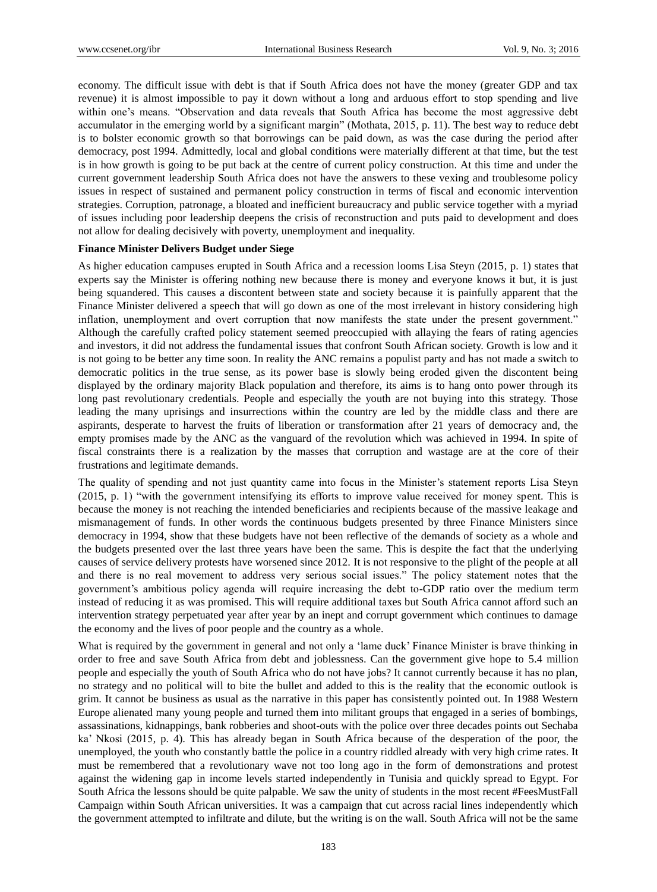economy. The difficult issue with debt is that if South Africa does not have the money (greater GDP and tax revenue) it is almost impossible to pay it down without a long and arduous effort to stop spending and live within one's means. "Observation and data reveals that South Africa has become the most aggressive debt accumulator in the emerging world by a significant margin" (Mothata, 2015, p. 11). The best way to reduce debt is to bolster economic growth so that borrowings can be paid down, as was the case during the period after democracy, post 1994. Admittedly, local and global conditions were materially different at that time, but the test is in how growth is going to be put back at the centre of current policy construction. At this time and under the current government leadership South Africa does not have the answers to these vexing and troublesome policy issues in respect of sustained and permanent policy construction in terms of fiscal and economic intervention strategies. Corruption, patronage, a bloated and inefficient bureaucracy and public service together with a myriad of issues including poor leadership deepens the crisis of reconstruction and puts paid to development and does not allow for dealing decisively with poverty, unemployment and inequality.

**Finance Minister Delivers Budget under Siege**

As higher education campuses erupted in South Africa and a recession looms Lisa Steyn (2015, p. 1) states that experts say the Minister is offering nothing new because there is money and everyone knows it but, it is just being squandered. This causes a discontent between state and society because it is painfully apparent that the Finance Minister delivered a speech that will go down as one of the most irrelevant in history considering high inflation, unemployment and overt corruption that now manifests the state under the present government." Although the carefully crafted policy statement seemed preoccupied with allaying the fears of rating agencies and investors, it did not address the fundamental issues that confront South African society. Growth is low and it is not going to be better any time soon. In reality the ANC remains a populist party and has not made a switch to democratic politics in the true sense, as its power base is slowly being eroded given the discontent being displayed by the ordinary majority Black population and therefore, its aims is to hang onto power through its long past revolutionary credentials. People and especially the youth are not buying into this strategy. Those leading the many uprisings and insurrections within the country are led by the middle class and there are aspirants, desperate to harvest the fruits of liberation or transformation after 21 years of democracy and, the empty promises made by the ANC as the vanguard of the revolution which was achieved in 1994. In spite of fiscal constraints there is a realization by the masses that corruption and wastage are at the core of their frustrations and legitimate demands.

The quality of spending and not just quantity came into focus in the Minister's statement reports Lisa Steyn (2015, p. 1) "with the government intensifying its efforts to improve value received for money spent. This is because the money is not reaching the intended beneficiaries and recipients because of the massive leakage and mismanagement of funds. In other words the continuous budgets presented by three Finance Ministers since democracy in 1994, show that these budgets have not been reflective of the demands of society as a whole and the budgets presented over the last three years have been the same. This is despite the fact that the underlying causes of service delivery protests have worsened since 2012. It is not responsive to the plight of the people at all and there is no real movement to address very serious social issues." The policy statement notes that the government's ambitious policy agenda will require increasing the debt to-GDP ratio over the medium term instead of reducing it as was promised. This will require additional taxes but South Africa cannot afford such an intervention strategy perpetuated year after year by an inept and corrupt government which continues to damage the economy and the lives of poor people and the country as a whole.

What is required by the government in general and not only a 'lame duck' Finance Minister is brave thinking in order to free and save South Africa from debt and joblessness. Can the government give hope to 5.4 million people and especially the youth of South Africa who do not have jobs? It cannot currently because it has no plan, no strategy and no political will to bite the bullet and added to this is the reality that the economic outlook is grim. It cannot be business as usual as the narrative in this paper has consistently pointed out. In 1988 Western Europe alienated many young people and turned them into militant groups that engaged in a series of bombings, assassinations, kidnappings, bank robberies and shoot-outs with the police over three decades points out Sechaba ka' Nkosi (2015, p. 4). This has already began in South Africa because of the desperation of the poor, the unemployed, the youth who constantly battle the police in a country riddled already with very high crime rates. It must be remembered that a revolutionary wave not too long ago in the form of demonstrations and protest against the widening gap in income levels started independently in Tunisia and quickly spread to Egypt. For South Africa the lessons should be quite palpable. We saw the unity of students in the most recent #FeesMustFall Campaign within South African universities. It was a campaign that cut across racial lines independently which the government attempted to infiltrate and dilute, but the writing is on the wall. South Africa will not be the same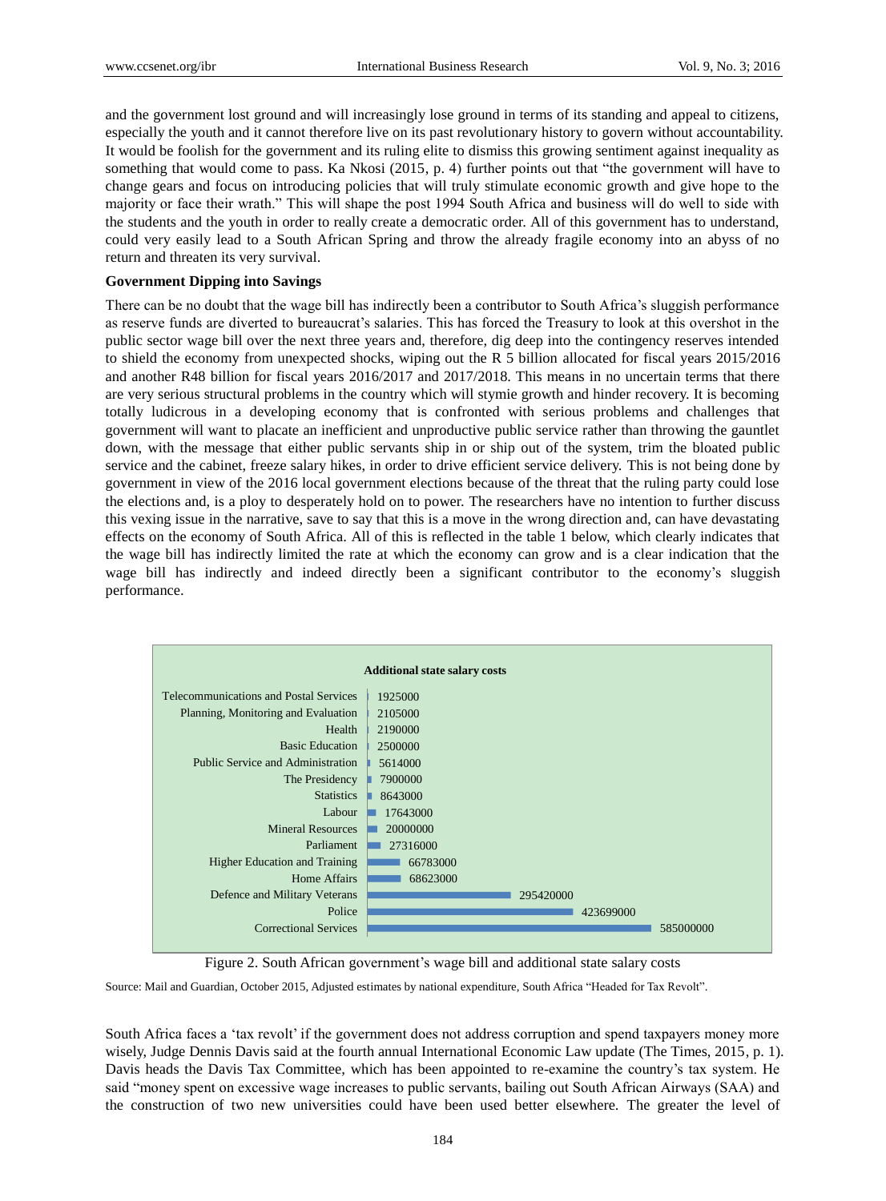and the government lost ground and will increasingly lose ground in terms of its standing and appeal to citizens, especially the youth and it cannot therefore live on its past revolutionary history to govern without accountability. It would be foolish for the government and its ruling elite to dismiss this growing sentiment against inequality as something that would come to pass. Ka Nkosi (2015, p. 4) further points out that "the government will have to change gears and focus on introducing policies that will truly stimulate economic growth and give hope to the majority or face their wrath." This will shape the post 1994 South Africa and business will do well to side with the students and the youth in order to really create a democratic order. All of this government has to understand, could very easily lead to a South African Spring and throw the already fragile economy into an abyss of no return and threaten its very survival.

**Government Dipping into Savings**

There can be no doubt that the wage bill has indirectly been a contributor to South Africa's sluggish performance as reserve funds are diverted to bureaucrat's salaries. This has forced the Treasury to look at this overshot in the public sector wage bill over the next three years and, therefore, dig deep into the contingency reserves intended to shield the economy from unexpected shocks, wiping out the R 5 billion allocated for fiscal years 2015/2016 and another R48 billion for fiscal years 2016/2017 and 2017/2018. This means in no uncertain terms that there are very serious structural problems in the country which will stymie growth and hinder recovery. It is becoming totally ludicrous in a developing economy that is confronted with serious problems and challenges that government will want to placate an inefficient and unproductive public service rather than throwing the gauntlet down, with the message that either public servants ship in or ship out of the system, trim the bloated public service and the cabinet, freeze salary hikes, in order to drive efficient service delivery. This is not being done by government in view of the 2016 local government elections because of the threat that the ruling party could lose the elections and, is a ploy to desperately hold on to power. The researchers have no intention to further discuss this vexing issue in the narrative, save to say that this is a move in the wrong direction and, can have devastating effects on the economy of South Africa. All of this is reflected in the table 1 below, which clearly indicates that the wage bill has indirectly limited the rate at which the economy can grow and is a clear indication that the wage bill has indirectly and indeed directly been a significant contributor to the economy's sluggish performance.

Additional state salary costs

Telecommunications and Postal Services 1925000
Planning, Monitoring and Evaluation 2105000
Health 2190000
Basic Education 2500000
Public Service and Administration 5614000
The Presidency 7900000
Statistics 8643000
Labour 17643000
Mineral Resources 20000000
Parliament 27316000
Higher Education and Training 66783000
Home Affairs 68623000
Defence and Military Veterans 295420000
Police 423699000
Correctional Services 585000000

Figure 2. South African government's wage bill and additional state salary costs

Source: Mail and Guardian, October 2015, Adjusted estimates by national expenditure, South Africa "Headed for Tax Revolt".

South Africa faces a 'tax revolt' if the government does not address corruption and spend taxpayers money more wisely, Judge Dennis Davis said at the fourth annual International Economic Law update (The Times, 2015, p. 1). Davis heads the Davis Tax Committee, which has been appointed to re-examine the country's tax system. He said "money spent on excessive wage increases to public servants, bailing out South African Airways (SAA) and the construction of two new universities could have been used better elsewhere. The greater the level of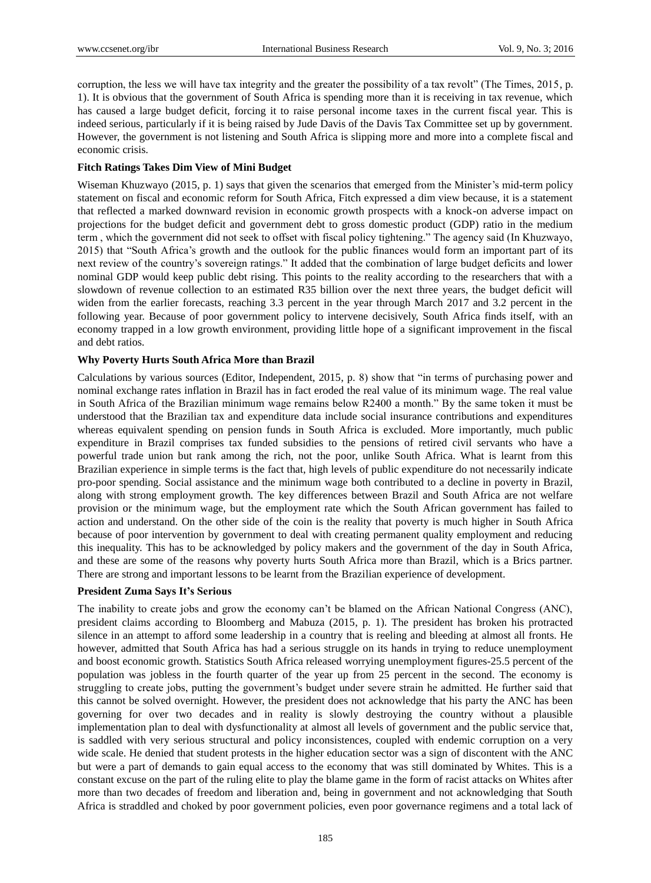corruption, the less we will have tax integrity and the greater the possibility of a tax revolt" (The Times, 2015, p. 1). It is obvious that the government of South Africa is spending more than it is receiving in tax revenue, which has caused a large budget deficit, forcing it to raise personal income taxes in the current fiscal year. This is indeed serious, particularly if it is being raised by Jude Davis of the Davis Tax Committee set up by government. However, the government is not listening and South Africa is slipping more and more into a complete fiscal and economic crisis.

**Fitch Ratings Takes Dim View of Mini Budget**

Wiseman Khuzwayo (2015, p. 1) says that given the scenarios that emerged from the Minister's mid-term policy statement on fiscal and economic reform for South Africa, Fitch expressed a dim view because, it is a statement that reflected a marked downward revision in economic growth prospects with a knock-on adverse impact on projections for the budget deficit and government debt to gross domestic product (GDP) ratio in the medium term , which the government did not seek to offset with fiscal policy tightening." The agency said (In Khuzwayo, 2015) that "South Africa's growth and the outlook for the public finances would form an important part of its next review of the country's sovereign ratings." It added that the combination of large budget deficits and lower nominal GDP would keep public debt rising. This points to the reality according to the researchers that with a slowdown of revenue collection to an estimated R35 billion over the next three years, the budget deficit will widen from the earlier forecasts, reaching 3.3 percent in the year through March 2017 and 3.2 percent in the following year. Because of poor government policy to intervene decisively, South Africa finds itself, with an economy trapped in a low growth environment, providing little hope of a significant improvement in the fiscal and debt ratios.

**Why Poverty Hurts South Africa More than Brazil**

Calculations by various sources (Editor, Independent, 2015, p. 8) show that "in terms of purchasing power and nominal exchange rates inflation in Brazil has in fact eroded the real value of its minimum wage. The real value in South Africa of the Brazilian minimum wage remains below R2400 a month." By the same token it must be understood that the Brazilian tax and expenditure data include social insurance contributions and expenditures whereas equivalent spending on pension funds in South Africa is excluded. More importantly, much public expenditure in Brazil comprises tax funded subsidies to the pensions of retired civil servants who have a powerful trade union but rank among the rich, not the poor, unlike South Africa. What is learnt from this Brazilian experience in simple terms is the fact that, high levels of public expenditure do not necessarily indicate pro-poor spending. Social assistance and the minimum wage both contributed to a decline in poverty in Brazil, along with strong employment growth. The key differences between Brazil and South Africa are not welfare provision or the minimum wage, but the employment rate which the South African government has failed to action and understand. On the other side of the coin is the reality that poverty is much higher in South Africa because of poor intervention by government to deal with creating permanent quality employment and reducing this inequality. This has to be acknowledged by policy makers and the government of the day in South Africa, and these are some of the reasons why poverty hurts South Africa more than Brazil, which is a Brics partner. There are strong and important lessons to be learnt from the Brazilian experience of development.

**President Zuma Says It's Serious**

The inability to create jobs and grow the economy can't be blamed on the African National Congress (ANC), president claims according to Bloomberg and Mabuza (2015, p. 1). The president has broken his protracted silence in an attempt to afford some leadership in a country that is reeling and bleeding at almost all fronts. He however, admitted that South Africa has had a serious struggle on its hands in trying to reduce unemployment and boost economic growth. Statistics South Africa released worrying unemployment figures-25.5 percent of the population was jobless in the fourth quarter of the year up from 25 percent in the second. The economy is struggling to create jobs, putting the government's budget under severe strain he admitted. He further said that this cannot be solved overnight. However, the president does not acknowledge that his party the ANC has been governing for over two decades and in reality is slowly destroying the country without a plausible implementation plan to deal with dysfunctionality at almost all levels of government and the public service that, is saddled with very serious structural and policy inconsistences, coupled with endemic corruption on a very wide scale. He denied that student protests in the higher education sector was a sign of discontent with the ANC but were a part of demands to gain equal access to the economy that was still dominated by Whites. This is a constant excuse on the part of the ruling elite to play the blame game in the form of racist attacks on Whites after more than two decades of freedom and liberation and, being in government and not acknowledging that South Africa is straddled and choked by poor government policies, even poor governance regimens and a total lack of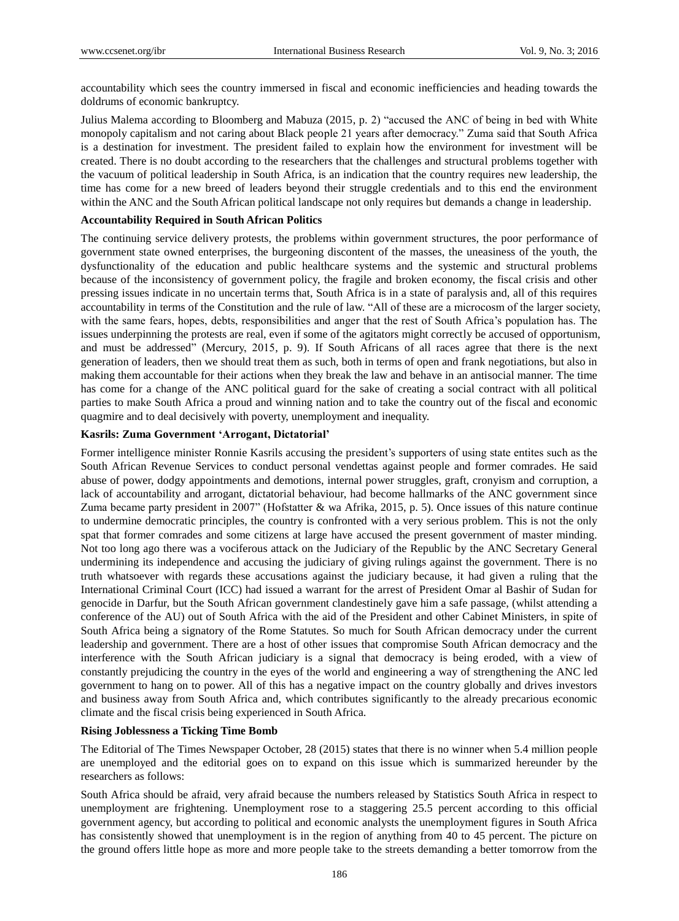accountability which sees the country immersed in fiscal and economic inefficiencies and heading towards the doldrums of economic bankruptcy.

Julius Malema according to Bloomberg and Mabuza (2015, p. 2) "accused the ANC of being in bed with White monopoly capitalism and not caring about Black people 21 years after democracy." Zuma said that South Africa is a destination for investment. The president failed to explain how the environment for investment will be created. There is no doubt according to the researchers that the challenges and structural problems together with the vacuum of political leadership in South Africa, is an indication that the country requires new leadership, the time has come for a new breed of leaders beyond their struggle credentials and to this end the environment within the ANC and the South African political landscape not only requires but demands a change in leadership.

**Accountability Required in South African Politics**

The continuing service delivery protests, the problems within government structures, the poor performance of government state owned enterprises, the burgeoning discontent of the masses, the uneasiness of the youth, the dysfunctionality of the education and public healthcare systems and the systemic and structural problems because of the inconsistency of government policy, the fragile and broken economy, the fiscal crisis and other pressing issues indicate in no uncertain terms that, South Africa is in a state of paralysis and, all of this requires accountability in terms of the Constitution and the rule of law. "All of these are a microcosm of the larger society, with the same fears, hopes, debts, responsibilities and anger that the rest of South Africa's population has. The issues underpinning the protests are real, even if some of the agitators might correctly be accused of opportunism, and must be addressed" (Mercury, 2015, p. 9). If South Africans of all races agree that there is the next generation of leaders, then we should treat them as such, both in terms of open and frank negotiations, but also in making them accountable for their actions when they break the law and behave in an antisocial manner. The time has come for a change of the ANC political guard for the sake of creating a social contract with all political parties to make South Africa a proud and winning nation and to take the country out of the fiscal and economic quagmire and to deal decisively with poverty, unemployment and inequality.

**Kasrils: Zuma Government 'Arrogant, Dictatorial'**

Former intelligence minister Ronnie Kasrils accusing the president's supporters of using state entites such as the South African Revenue Services to conduct personal vendettas against people and former comrades. He said abuse of power, dodgy appointments and demotions, internal power struggles, graft, cronyism and corruption, a lack of accountability and arrogant, dictatorial behaviour, had become hallmarks of the ANC government since Zuma became party president in 2007" (Hofstatter & wa Afrika, 2015, p. 5). Once issues of this nature continue to undermine democratic principles, the country is confronted with a very serious problem. This is not the only spat that former comrades and some citizens at large have accused the present government of master minding. Not too long ago there was a vociferous attack on the Judiciary of the Republic by the ANC Secretary General undermining its independence and accusing the judiciary of giving rulings against the government. There is no truth whatsoever with regards these accusations against the judiciary because, it had given a ruling that the International Criminal Court (ICC) had issued a warrant for the arrest of President Omar al Bashir of Sudan for genocide in Darfur, but the South African government clandestinely gave him a safe passage, (whilst attending a conference of the AU) out of South Africa with the aid of the President and other Cabinet Ministers, in spite of South Africa being a signatory of the Rome Statutes. So much for South African democracy under the current leadership and government. There are a host of other issues that compromise South African democracy and the interference with the South African judiciary is a signal that democracy is being eroded, with a view of constantly prejudicing the country in the eyes of the world and engineering a way of strengthening the ANC led government to hang on to power. All of this has a negative impact on the country globally and drives investors and business away from South Africa and, which contributes significantly to the already precarious economic climate and the fiscal crisis being experienced in South Africa.

**Rising Joblessness a Ticking Time Bomb**

The Editorial of The Times Newspaper October, 28 (2015) states that there is no winner when 5.4 million people are unemployed and the editorial goes on to expand on this issue which is summarized hereunder by the researchers as follows:

South Africa should be afraid, very afraid because the numbers released by Statistics South Africa in respect to unemployment are frightening. Unemployment rose to a staggering 25.5 percent according to this official government agency, but according to political and economic analysts the unemployment figures in South Africa has consistently showed that unemployment is in the region of anything from 40 to 45 percent. The picture on the ground offers little hope as more and more people take to the streets demanding a better tomorrow from the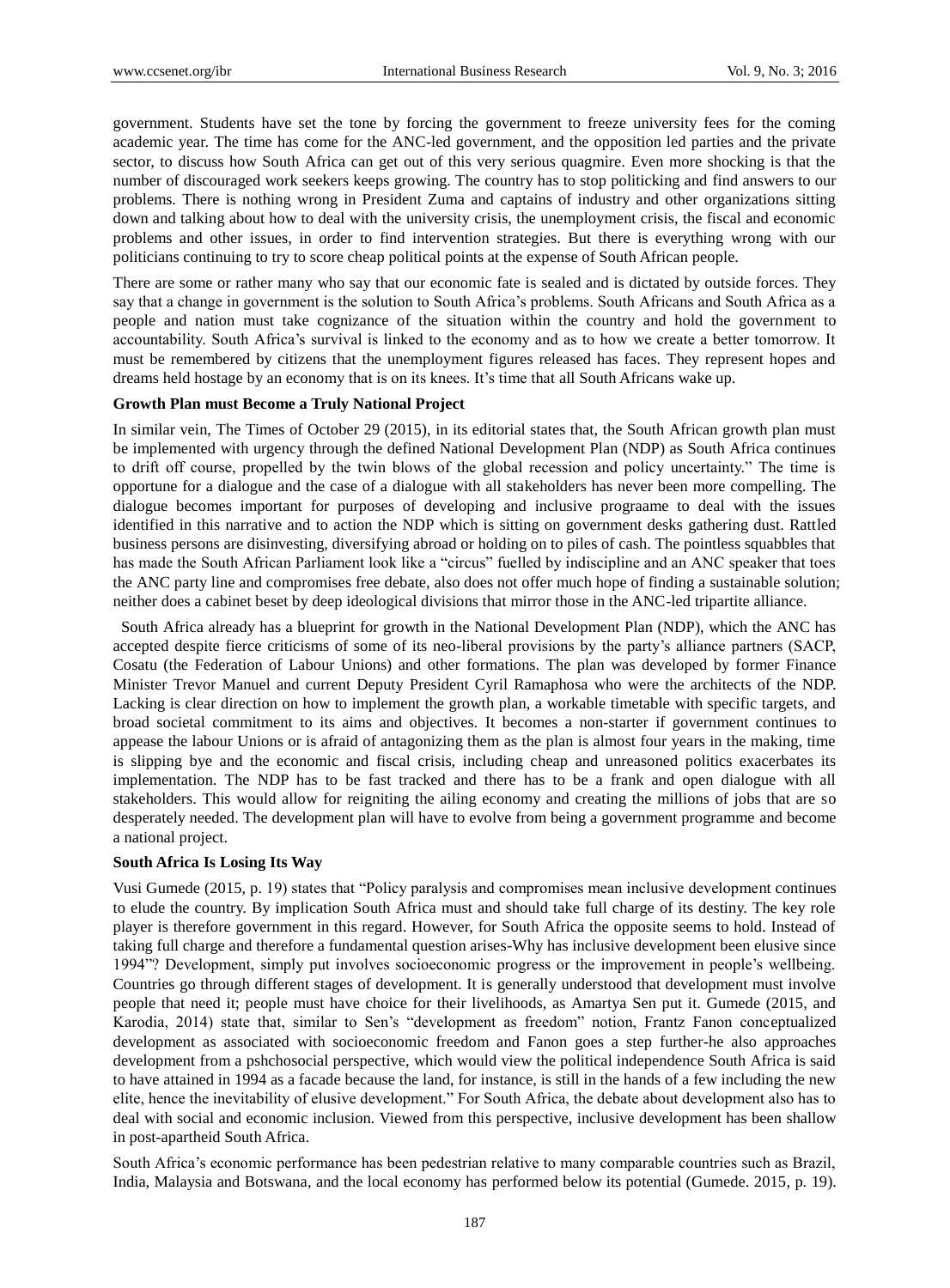government. Students have set the tone by forcing the government to freeze university fees for the coming academic year. The time has come for the ANC-led government, and the opposition led parties and the private sector, to discuss how South Africa can get out of this very serious quagmire. Even more shocking is that the number of discouraged work seekers keeps growing. The country has to stop politicking and find answers to our problems. There is nothing wrong in President Zuma and captains of industry and other organizations sitting down and talking about how to deal with the university crisis, the unemployment crisis, the fiscal and economic problems and other issues, in order to find intervention strategies. But there is everything wrong with our politicians continuing to try to score cheap political points at the expense of South African people.

There are some or rather many who say that our economic fate is sealed and is dictated by outside forces. They say that a change in government is the solution to South Africa's problems. South Africans and South Africa as a people and nation must take cognizance of the situation within the country and hold the government to accountability. South Africa's survival is linked to the economy and as to how we create a better tomorrow. It must be remembered by citizens that the unemployment figures released has faces. They represent hopes and dreams held hostage by an economy that is on its knees. It's time that all South Africans wake up.

**Growth Plan must Become a Truly National Project**

In similar vein, The Times of October 29 (2015), in its editorial states that, the South African growth plan must be implemented with urgency through the defined National Development Plan (NDP) as South Africa continues to drift off course, propelled by the twin blows of the global recession and policy uncertainty." The time is opportune for a dialogue and the case of a dialogue with all stakeholders has never been more compelling. The dialogue becomes important for purposes of developing and inclusive prograame to deal with the issues identified in this narrative and to action the NDP which is sitting on government desks gathering dust. Rattled business persons are disinvesting, diversifying abroad or holding on to piles of cash. The pointless squabbles that has made the South African Parliament look like a "circus" fuelled by indiscipline and an ANC speaker that toes the ANC party line and compromises free debate, also does not offer much hope of finding a sustainable solution; neither does a cabinet beset by deep ideological divisions that mirror those in the ANC-led tripartite alliance.

South Africa already has a blueprint for growth in the National Development Plan (NDP), which the ANC has accepted despite fierce criticisms of some of its neo-liberal provisions by the party's alliance partners (SACP, Cosatu (the Federation of Labour Unions) and other formations. The plan was developed by former Finance Minister Trevor Manuel and current Deputy President Cyril Ramaphosa who were the architects of the NDP. Lacking is clear direction on how to implement the growth plan, a workable timetable with specific targets, and broad societal commitment to its aims and objectives. It becomes a non-starter if government continues to appease the labour Unions or is afraid of antagonizing them as the plan is almost four years in the making, time is slipping bye and the economic and fiscal crisis, including cheap and unreasoned politics exacerbates its implementation. The NDP has to be fast tracked and there has to be a frank and open dialogue with all stakeholders. This would allow for reigniting the ailing economy and creating the millions of jobs that are so desperately needed. The development plan will have to evolve from being a government programme and become a national project.

**South Africa Is Losing Its Way**

Vusi Gumede (2015, p. 19) states that "Policy paralysis and compromises mean inclusive development continues to elude the country. By implication South Africa must and should take full charge of its destiny. The key role player is therefore government in this regard. However, for South Africa the opposite seems to hold. Instead of taking full charge and therefore a fundamental question arises-Why has inclusive development been elusive since 1994"? Development, simply put involves socioeconomic progress or the improvement in people's wellbeing. Countries go through different stages of development. It is generally understood that development must involve people that need it; people must have choice for their livelihoods, as Amartya Sen put it. Gumede (2015, and Karodia, 2014) state that, similar to Sen's "development as freedom" notion, Frantz Fanon conceptualized development as associated with socioeconomic freedom and Fanon goes a step further-he also approaches development from a pshchosocial perspective, which would view the political independence South Africa is said to have attained in 1994 as a facade because the land, for instance, is still in the hands of a few including the new elite, hence the inevitability of elusive development." For South Africa, the debate about development also has to deal with social and economic inclusion. Viewed from this perspective, inclusive development has been shallow in post-apartheid South Africa.

South Africa's economic performance has been pedestrian relative to many comparable countries such as Brazil, India, Malaysia and Botswana, and the local economy has performed below its potential (Gumede. 2015, p. 19).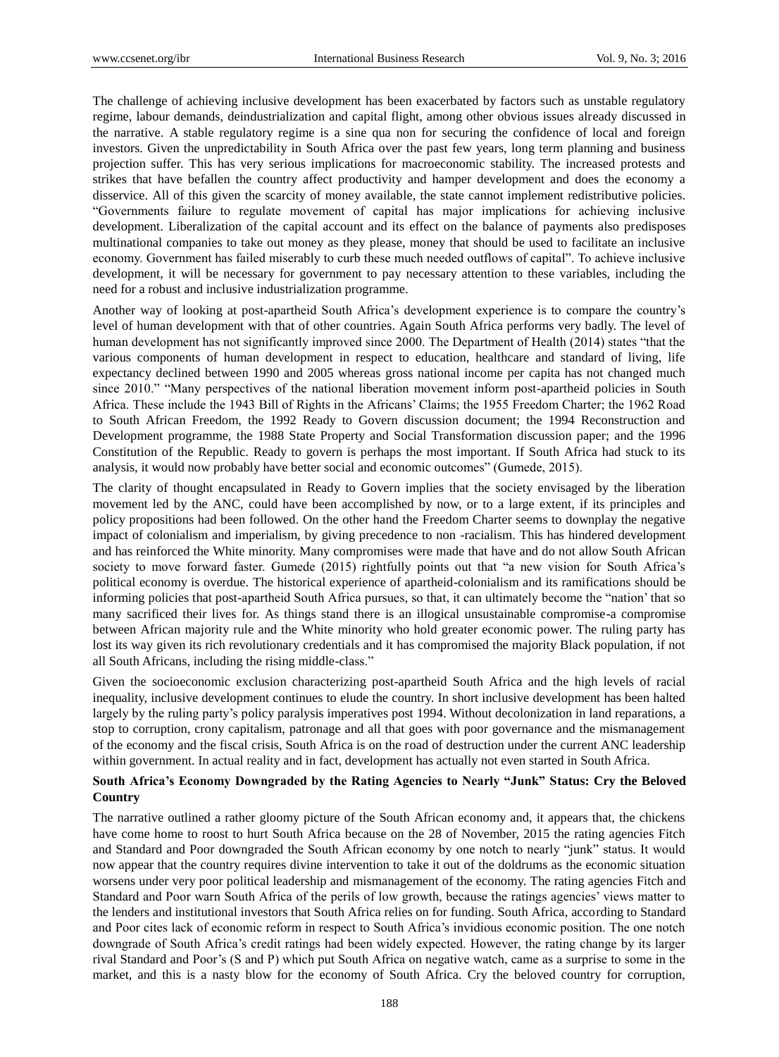The challenge of achieving inclusive development has been exacerbated by factors such as unstable regulatory regime, labour demands, deindustrialization and capital flight, among other obvious issues already discussed in the narrative. A stable regulatory regime is a sine qua non for securing the confidence of local and foreign investors. Given the unpredictability in South Africa over the past few years, long term planning and business projection suffer. This has very serious implications for macroeconomic stability. The increased protests and strikes that have befallen the country affect productivity and hamper development and does the economy a disservice. All of this given the scarcity of money available, the state cannot implement redistributive policies. "Governments failure to regulate movement of capital has major implications for achieving inclusive development. Liberalization of the capital account and its effect on the balance of payments also predisposes multinational companies to take out money as they please, money that should be used to facilitate an inclusive economy. Government has failed miserably to curb these much needed outflows of capital". To achieve inclusive development, it will be necessary for government to pay necessary attention to these variables, including the need for a robust and inclusive industrialization programme.

Another way of looking at post-apartheid South Africa's development experience is to compare the country's level of human development with that of other countries. Again South Africa performs very badly. The level of human development has not significantly improved since 2000. The Department of Health (2014) states "that the various components of human development in respect to education, healthcare and standard of living, life expectancy declined between 1990 and 2005 whereas gross national income per capita has not changed much since 2010." "Many perspectives of the national liberation movement inform post-apartheid policies in South Africa. These include the 1943 Bill of Rights in the Africans' Claims; the 1955 Freedom Charter; the 1962 Road to South African Freedom, the 1992 Ready to Govern discussion document; the 1994 Reconstruction and Development programme, the 1988 State Property and Social Transformation discussion paper; and the 1996 Constitution of the Republic. Ready to govern is perhaps the most important. If South Africa had stuck to its analysis, it would now probably have better social and economic outcomes" (Gumede, 2015).

The clarity of thought encapsulated in Ready to Govern implies that the society envisaged by the liberation movement led by the ANC, could have been accomplished by now, or to a large extent, if its principles and policy propositions had been followed. On the other hand the Freedom Charter seems to downplay the negative impact of colonialism and imperialism, by giving precedence to non -racialism. This has hindered development and has reinforced the White minority. Many compromises were made that have and do not allow South African society to move forward faster. Gumede (2015) rightfully points out that "a new vision for South Africa's political economy is overdue. The historical experience of apartheid-colonialism and its ramifications should be informing policies that post-apartheid South Africa pursues, so that, it can ultimately become the "nation' that so many sacrificed their lives for. As things stand there is an illogical unsustainable compromise-a compromise between African majority rule and the White minority who hold greater economic power. The ruling party has lost its way given its rich revolutionary credentials and it has compromised the majority Black population, if not all South Africans, including the rising middle-class."

Given the socioeconomic exclusion characterizing post-apartheid South Africa and the high levels of racial inequality, inclusive development continues to elude the country. In short inclusive development has been halted largely by the ruling party's policy paralysis imperatives post 1994. Without decolonization in land reparations, a stop to corruption, crony capitalism, patronage and all that goes with poor governance and the mismanagement of the economy and the fiscal crisis, South Africa is on the road of destruction under the current ANC leadership within government. In actual reality and in fact, development has actually not even started in South Africa.

**South Africa's Economy Downgraded by the Rating Agencies to Nearly "Junk" Status: Cry the Beloved Country**

The narrative outlined a rather gloomy picture of the South African economy and, it appears that, the chickens have come home to roost to hurt South Africa because on the 28 of November, 2015 the rating agencies Fitch and Standard and Poor downgraded the South African economy by one notch to nearly "junk" status. It would now appear that the country requires divine intervention to take it out of the doldrums as the economic situation worsens under very poor political leadership and mismanagement of the economy. The rating agencies Fitch and Standard and Poor warn South Africa of the perils of low growth, because the ratings agencies' views matter to the lenders and institutional investors that South Africa relies on for funding. South Africa, according to Standard and Poor cites lack of economic reform in respect to South Africa's invidious economic position. The one notch downgrade of South Africa's credit ratings had been widely expected. However, the rating change by its larger rival Standard and Poor's (S and P) which put South Africa on negative watch, came as a surprise to some in the market, and this is a nasty blow for the economy of South Africa. Cry the beloved country for corruption,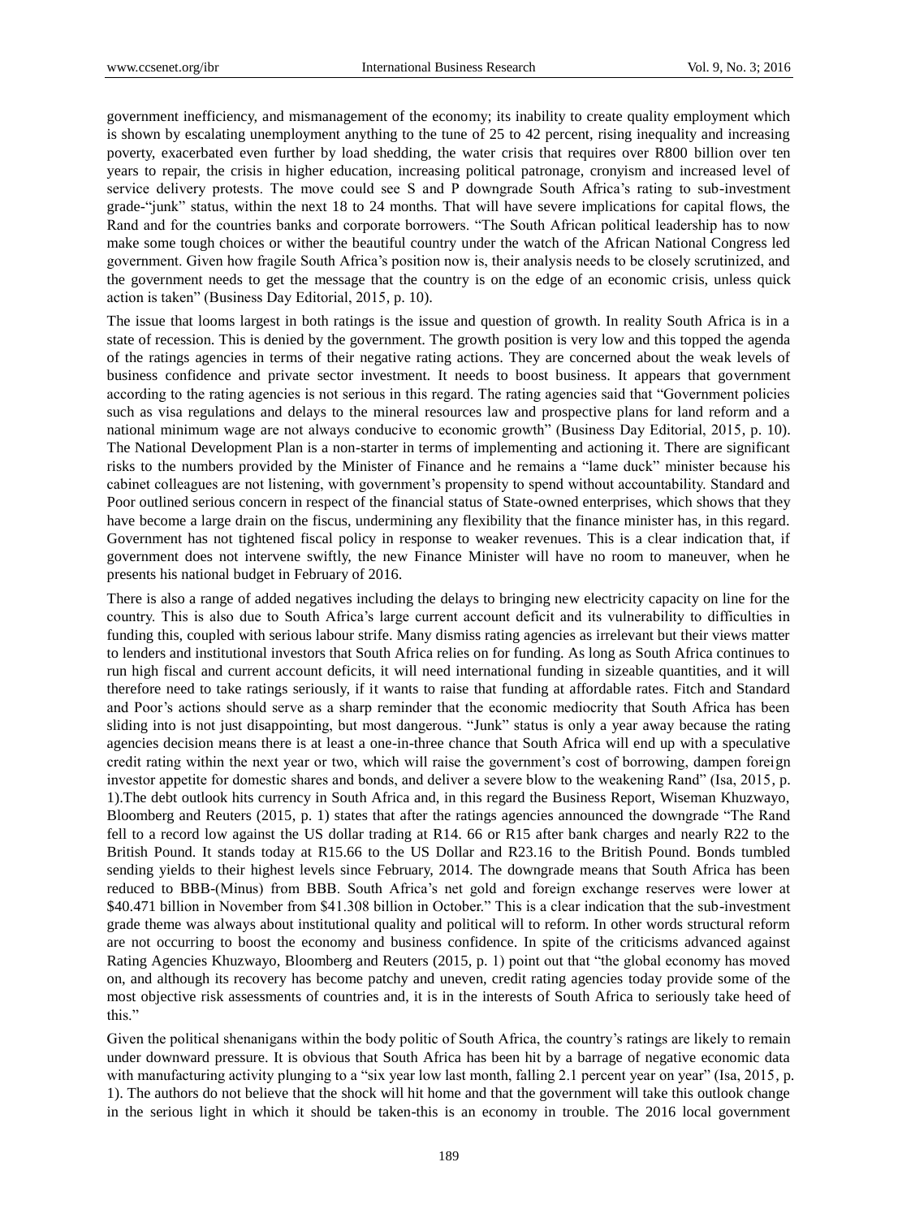government inefficiency, and mismanagement of the economy; its inability to create quality employment which is shown by escalating unemployment anything to the tune of 25 to 42 percent, rising inequality and increasing poverty, exacerbated even further by load shedding, the water crisis that requires over R800 billion over ten years to repair, the crisis in higher education, increasing political patronage, cronyism and increased level of service delivery protests. The move could see S and P downgrade South Africa's rating to sub-investment grade-"junk" status, within the next 18 to 24 months. That will have severe implications for capital flows, the Rand and for the countries banks and corporate borrowers. "The South African political leadership has to now make some tough choices or wither the beautiful country under the watch of the African National Congress led government. Given how fragile South Africa's position now is, their analysis needs to be closely scrutinized, and the government needs to get the message that the country is on the edge of an economic crisis, unless quick action is taken" (Business Day Editorial, 2015, p. 10).

The issue that looms largest in both ratings is the issue and question of growth. In reality South Africa is in a state of recession. This is denied by the government. The growth position is very low and this topped the agenda of the ratings agencies in terms of their negative rating actions. They are concerned about the weak levels of business confidence and private sector investment. It needs to boost business. It appears that government according to the rating agencies is not serious in this regard. The rating agencies said that "Government policies such as visa regulations and delays to the mineral resources law and prospective plans for land reform and a national minimum wage are not always conducive to economic growth" (Business Day Editorial, 2015, p. 10). The National Development Plan is a non-starter in terms of implementing and actioning it. There are significant risks to the numbers provided by the Minister of Finance and he remains a "lame duck" minister because his cabinet colleagues are not listening, with government's propensity to spend without accountability. Standard and Poor outlined serious concern in respect of the financial status of State-owned enterprises, which shows that they have become a large drain on the fiscus, undermining any flexibility that the finance minister has, in this regard. Government has not tightened fiscal policy in response to weaker revenues. This is a clear indication that, if government does not intervene swiftly, the new Finance Minister will have no room to maneuver, when he presents his national budget in February of 2016.

There is also a range of added negatives including the delays to bringing new electricity capacity on line for the country. This is also due to South Africa's large current account deficit and its vulnerability to difficulties in funding this, coupled with serious labour strife. Many dismiss rating agencies as irrelevant but their views matter to lenders and institutional investors that South Africa relies on for funding. As long as South Africa continues to run high fiscal and current account deficits, it will need international funding in sizeable quantities, and it will therefore need to take ratings seriously, if it wants to raise that funding at affordable rates. Fitch and Standard and Poor's actions should serve as a sharp reminder that the economic mediocrity that South Africa has been sliding into is not just disappointing, but most dangerous. "Junk" status is only a year away because the rating agencies decision means there is at least a one-in-three chance that South Africa will end up with a speculative credit rating within the next year or two, which will raise the government's cost of borrowing, dampen foreign investor appetite for domestic shares and bonds, and deliver a severe blow to the weakening Rand" (Isa, 2015, p. 1).The debt outlook hits currency in South Africa and, in this regard the Business Report, Wiseman Khuzwayo, Bloomberg and Reuters (2015, p. 1) states that after the ratings agencies announced the downgrade "The Rand fell to a record low against the US dollar trading at R14. 66 or R15 after bank charges and nearly R22 to the British Pound. It stands today at R15.66 to the US Dollar and R23.16 to the British Pound. Bonds tumbled sending yields to their highest levels since February, 2014. The downgrade means that South Africa has been reduced to BBB-(Minus) from BBB. South Africa's net gold and foreign exchange reserves were lower at $40.471 billion in November from $41.308 billion in October." This is a clear indication that the sub-investment grade theme was always about institutional quality and political will to reform. In other words structural reform are not occurring to boost the economy and business confidence. In spite of the criticisms advanced against Rating Agencies Khuzwayo, Bloomberg and Reuters (2015, p. 1) point out that "the global economy has moved on, and although its recovery has become patchy and uneven, credit rating agencies today provide some of the most objective risk assessments of countries and, it is in the interests of South Africa to seriously take heed of this."

Given the political shenanigans within the body politic of South Africa, the country's ratings are likely to remain under downward pressure. It is obvious that South Africa has been hit by a barrage of negative economic data with manufacturing activity plunging to a "six year low last month, falling 2.1 percent year on year" (Isa, 2015, p. 1). The authors do not believe that the shock will hit home and that the government will take this outlook change in the serious light in which it should be taken-this is an economy in trouble. The 2016 local government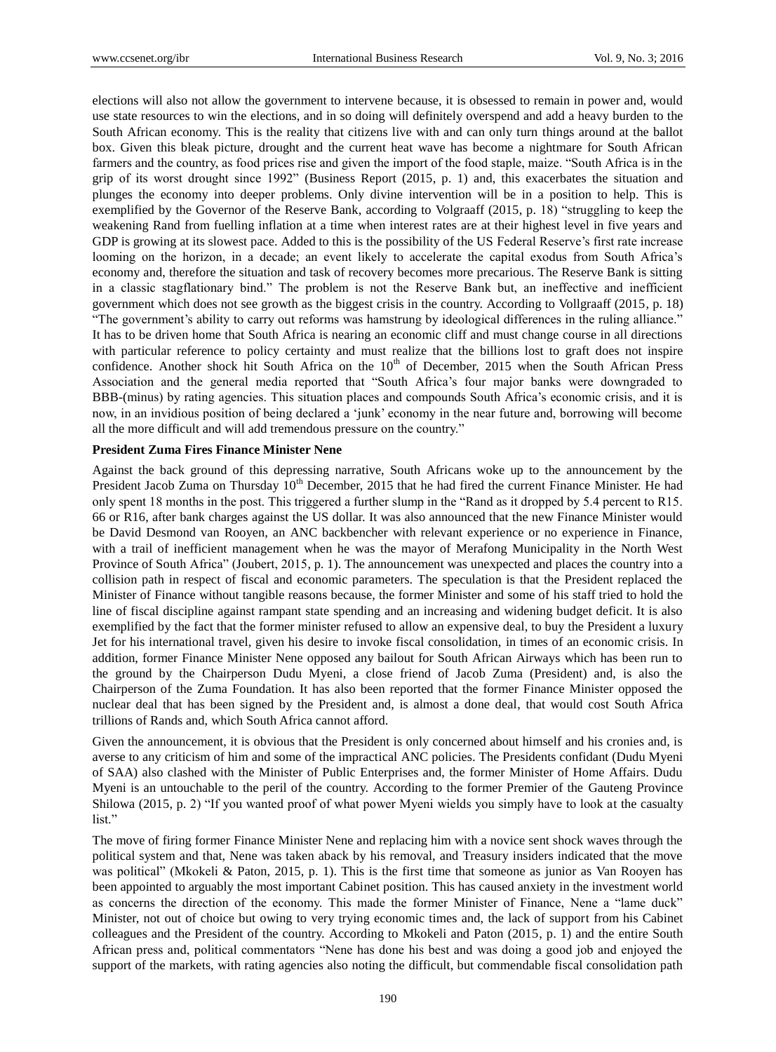elections will also not allow the government to intervene because, it is obsessed to remain in power and, would use state resources to win the elections, and in so doing will definitely overspend and add a heavy burden to the South African economy. This is the reality that citizens live with and can only turn things around at the ballot box. Given this bleak picture, drought and the current heat wave has become a nightmare for South African farmers and the country, as food prices rise and given the import of the food staple, maize. "South Africa is in the grip of its worst drought since 1992" (Business Report (2015, p. 1) and, this exacerbates the situation and plunges the economy into deeper problems. Only divine intervention will be in a position to help. This is exemplified by the Governor of the Reserve Bank, according to Volgraaff (2015, p. 18) "struggling to keep the weakening Rand from fuelling inflation at a time when interest rates are at their highest level in five years and GDP is growing at its slowest pace. Added to this is the possibility of the US Federal Reserve's first rate increase looming on the horizon, in a decade; an event likely to accelerate the capital exodus from South Africa's economy and, therefore the situation and task of recovery becomes more precarious. The Reserve Bank is sitting in a classic stagflationary bind." The problem is not the Reserve Bank but, an ineffective and inefficient government which does not see growth as the biggest crisis in the country. According to Vollgraaff (2015, p. 18) "The government's ability to carry out reforms was hamstrung by ideological differences in the ruling alliance." It has to be driven home that South Africa is nearing an economic cliff and must change course in all directions with particular reference to policy certainty and must realize that the billions lost to graft does not inspire confidence. Another shock hit South Africa on the 10th of December, 2015 when the South African Press Association and the general media reported that "South Africa's four major banks were downgraded to BBB-(minus) by rating agencies. This situation places and compounds South Africa's economic crisis, and it is now, in an invidious position of being declared a 'junk' economy in the near future and, borrowing will become all the more difficult and will add tremendous pressure on the country."

**President Zuma Fires Finance Minister Nene**

Against the back ground of this depressing narrative, South Africans woke up to the announcement by the President Jacob Zuma on Thursday 10th December, 2015 that he had fired the current Finance Minister. He had only spent 18 months in the post. This triggered a further slump in the "Rand as it dropped by 5.4 percent to R15. 66 or R16, after bank charges against the US dollar. It was also announced that the new Finance Minister would be David Desmond van Rooyen, an ANC backbencher with relevant experience or no experience in Finance, with a trail of inefficient management when he was the mayor of Merafong Municipality in the North West Province of South Africa" (Joubert, 2015, p. 1). The announcement was unexpected and places the country into a collision path in respect of fiscal and economic parameters. The speculation is that the President replaced the Minister of Finance without tangible reasons because, the former Minister and some of his staff tried to hold the line of fiscal discipline against rampant state spending and an increasing and widening budget deficit. It is also exemplified by the fact that the former minister refused to allow an expensive deal, to buy the President a luxury Jet for his international travel, given his desire to invoke fiscal consolidation, in times of an economic crisis. In addition, former Finance Minister Nene opposed any bailout for South African Airways which has been run to the ground by the Chairperson Dudu Myeni, a close friend of Jacob Zuma (President) and, is also the Chairperson of the Zuma Foundation. It has also been reported that the former Finance Minister opposed the nuclear deal that has been signed by the President and, is almost a done deal, that would cost South Africa trillions of Rands and, which South Africa cannot afford.

Given the announcement, it is obvious that the President is only concerned about himself and his cronies and, is averse to any criticism of him and some of the impractical ANC policies. The Presidents confidant (Dudu Myeni of SAA) also clashed with the Minister of Public Enterprises and, the former Minister of Home Affairs. Dudu Myeni is an untouchable to the peril of the country. According to the former Premier of the Gauteng Province Shilowa (2015, p. 2) "If you wanted proof of what power Myeni wields you simply have to look at the casualty list."

The move of firing former Finance Minister Nene and replacing him with a novice sent shock waves through the political system and that, Nene was taken aback by his removal, and Treasury insiders indicated that the move was political" (Mkokeli & Paton, 2015, p. 1). This is the first time that someone as junior as Van Rooyen has been appointed to arguably the most important Cabinet position. This has caused anxiety in the investment world as concerns the direction of the economy. This made the former Minister of Finance, Nene a "lame duck" Minister, not out of choice but owing to very trying economic times and, the lack of support from his Cabinet colleagues and the President of the country. According to Mkokeli and Paton (2015, p. 1) and the entire South African press and, political commentators "Nene has done his best and was doing a good job and enjoyed the support of the markets, with rating agencies also noting the difficult, but commendable fiscal consolidation path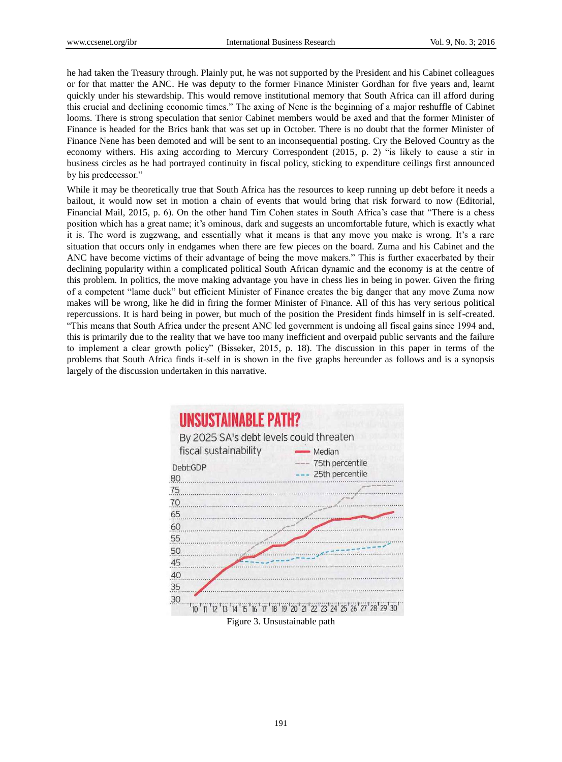he had taken the Treasury through. Plainly put, he was not supported by the President and his Cabinet colleagues or for that matter the ANC. He was deputy to the former Finance Minister Gordhan for five years and, learnt quickly under his stewardship. This would remove institutional memory that South Africa can ill afford during this crucial and declining economic times." The axing of Nene is the beginning of a major reshuffle of Cabinet looms. There is strong speculation that senior Cabinet members would be axed and that the former Minister of Finance is headed for the Brics bank that was set up in October. There is no doubt that the former Minister of Finance Nene has been demoted and will be sent to an inconsequential posting. Cry the Beloved Country as the economy withers. His axing according to Mercury Correspondent (2015, p. 2) "is likely to cause a stir in business circles as he had portrayed continuity in fiscal policy, sticking to expenditure ceilings first announced by his predecessor."

While it may be theoretically true that South Africa has the resources to keep running up debt before it needs a bailout, it would now set in motion a chain of events that would bring that risk forward to now (Editorial, Financial Mail, 2015, p. 6). On the other hand Tim Cohen states in South Africa's case that "There is a chess position which has a great name; it's ominous, dark and suggests an uncomfortable future, which is exactly what it is. The word is zugzwang, and essentially what it means is that any move you make is wrong. It's a rare situation that occurs only in endgames when there are few pieces on the board. Zuma and his Cabinet and the ANC have become victims of their advantage of being the move makers." This is further exacerbated by their declining popularity within a complicated political South African dynamic and the economy is at the centre of this problem. In politics, the move making advantage you have in chess lies in being in power. Given the firing of a competent "lame duck" but efficient Minister of Finance creates the big danger that any move Zuma now makes will be wrong, like he did in firing the former Minister of Finance. All of this has very serious political repercussions. It is hard being in power, but much of the position the President finds himself in is self-created. "This means that South Africa under the present ANC led government is undoing all fiscal gains since 1994 and, this is primarily due to the reality that we have too many inefficient and overpaid public servants and the failure to implement a clear growth policy" (Bisseker, 2015, p. 18). The discussion in this paper in terms of the problems that South Africa finds it-self in is shown in the five graphs hereunder as follows and is a synopsis largely of the discussion undertaken in this narrative.

UNSUSTAINABLE PATH?

By 2025 SA's debt levels could threaten fiscal sustainability

Debt:GDP

Median

75th percentile

25th percentile

80 75 70 65 60 55 50 45 40 35 30

'10 '11 '12 '13 '14 '15 '16 '17 '18 '19 '20 '21 '22 '23 '24 '25 '26 '27 '28 '29 '30

Figure 3. Unsustainable path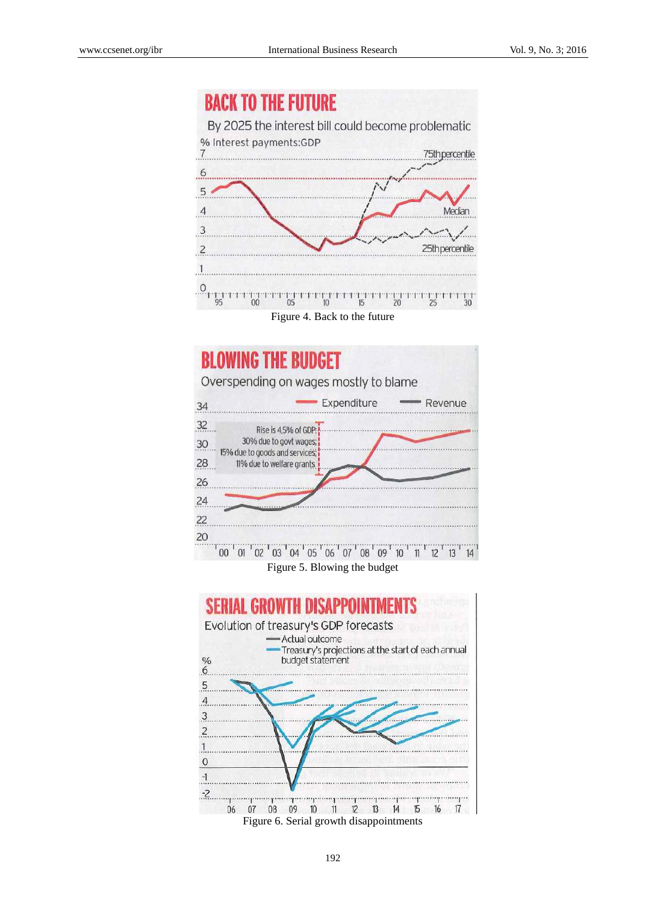BACK TO THE FUTURE

By 2025 the interest bill could become problematic

% Interest payments:GDP

75th percentile

Median

25th percentile

Figure 4. Back to the future

BLOWING THE BUDGET

Overspending on wages mostly to blame

Expenditure — Revenue

Rise is 4.5% of GDP: 30% due to govt wages; 15% due to goods and services; 11% due to welfare grants

Figure 5. Blowing the budget

SERIAL GROWTH DISAPPOINTMENTS

Evolution of treasury's GDP forecasts

Actual outcome

Treasury's projections at the start of each annual budget statement

Figure 6. Serial growth disappointments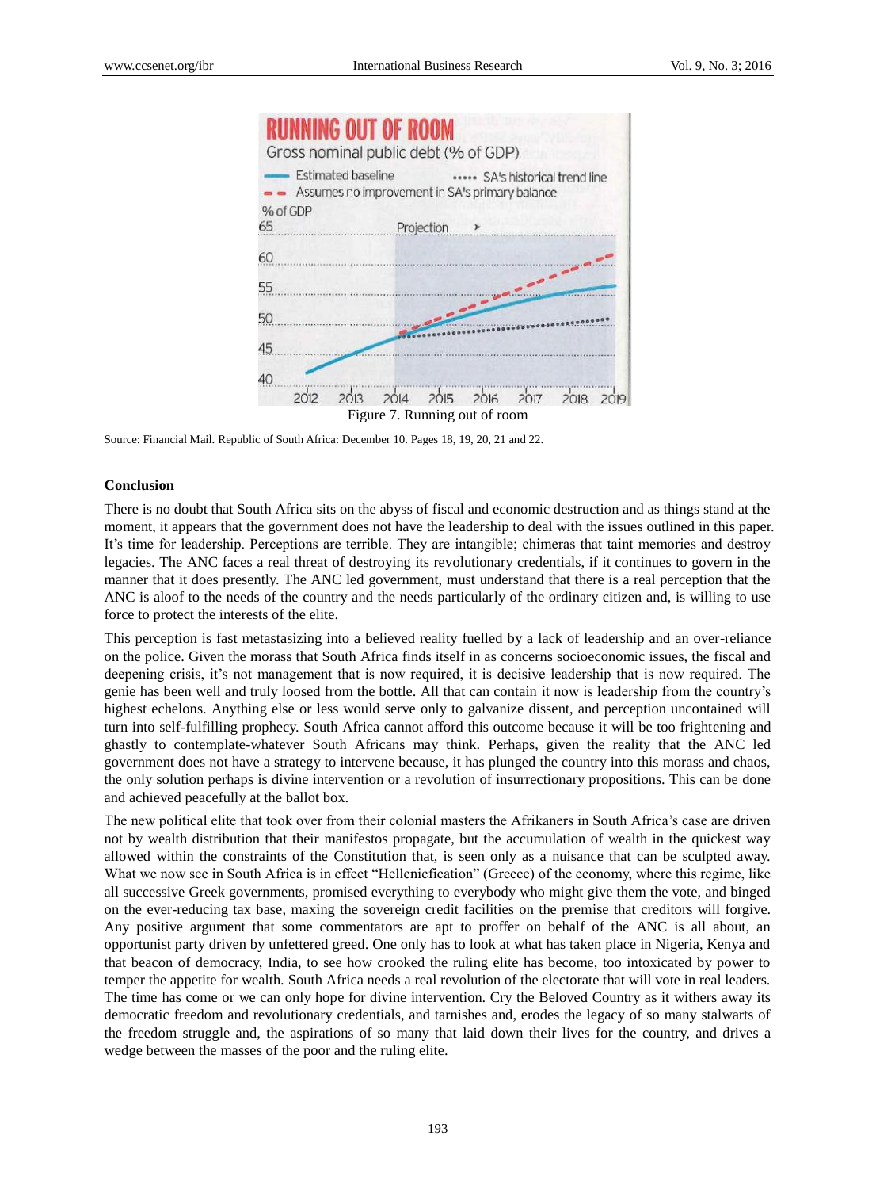Figure 7. Running out of room

Source: Financial Mail. Republic of South Africa: December 10. Pages 18, 19, 20, 21 and 22.

## Conclusion

There is no doubt that South Africa sits on the abyss of fiscal and economic destruction and as things stand at the moment, it appears that the government does not have the leadership to deal with the issues outlined in this paper. It's time for leadership. Perceptions are terrible. They are intangible; chimeras that taint memories and destroy legacies. The ANC faces a real threat of destroying its revolutionary credentials, if it continues to govern in the manner that it does presently. The ANC led government, must understand that there is a real perception that the ANC is aloof to the needs of the country and the needs particularly of the ordinary citizen and, is willing to use force to protect the interests of the elite.

This perception is fast metastasizing into a believed reality fuelled by a lack of leadership and an over-reliance on the police. Given the morass that South Africa finds itself in as concerns socioeconomic issues, the fiscal and deepening crisis, it's not management that is now required, it is decisive leadership that is now required. The genie has been well and truly loosed from the bottle. All that can contain it now is leadership from the country's highest echelons. Anything else or less would serve only to galvanize dissent, and perception uncontained will turn into self-fulfilling prophecy. South Africa cannot afford this outcome because it will be too frightening and ghastly to contemplate-whatever South Africans may think. Perhaps, given the reality that the ANC led government does not have a strategy to intervene because, it has plunged the country into this morass and chaos, the only solution perhaps is divine intervention or a revolution of insurrectionary propositions. This can be done and achieved peacefully at the ballot box.

The new political elite that took over from their colonial masters the Afrikaners in South Africa's case are driven not by wealth distribution that their manifestos propagate, but the accumulation of wealth in the quickest way allowed within the constraints of the Constitution that, is seen only as a nuisance that can be sculpted away. What we now see in South Africa is in effect "Hellenicfication" (Greece) of the economy, where this regime, like all successive Greek governments, promised everything to everybody who might give them the vote, and binged on the ever-reducing tax base, maxing the sovereign credit facilities on the premise that creditors will forgive. Any positive argument that some commentators are apt to proffer on behalf of the ANC is all about, an opportunist party driven by unfettered greed. One only has to look at what has taken place in Nigeria, Kenya and that beacon of democracy, India, to see how crooked the ruling elite has become, too intoxicated by power to temper the appetite for wealth. South Africa needs a real revolution of the electorate that will vote in real leaders. The time has come or we can only hope for divine intervention. Cry the Beloved Country as it withers away its democratic freedom and revolutionary credentials, and tarnishes and, erodes the legacy of so many stalwarts of the freedom struggle and, the aspirations of so many that laid down their lives for the country, and drives a wedge between the masses of the poor and the ruling elite.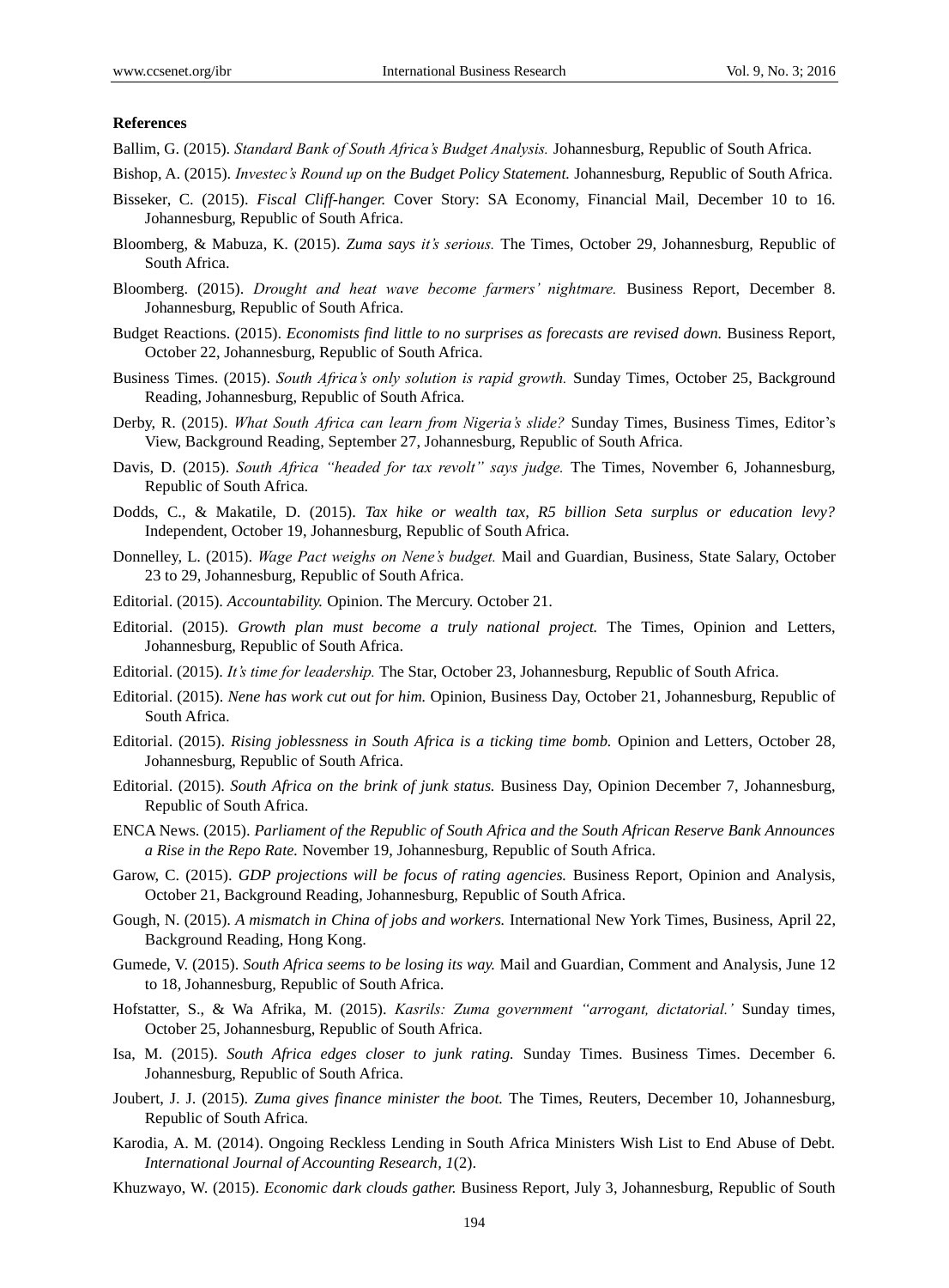**References**

Ballim, G. (2015). *Standard Bank of South Africa's Budget Analysis.* Johannesburg, Republic of South Africa.

Bishop, A. (2015). *Investec's Round up on the Budget Policy Statement.* Johannesburg, Republic of South Africa.

Bisseker, C. (2015). *Fiscal Cliff-hanger.* Cover Story: SA Economy, Financial Mail, December 10 to 16. Johannesburg, Republic of South Africa.

Bloomberg, & Mabuza, K. (2015). *Zuma says it's serious.* The Times, October 29, Johannesburg, Republic of South Africa.

Bloomberg. (2015). *Drought and heat wave become farmers' nightmare.* Business Report, December 8. Johannesburg, Republic of South Africa.

Budget Reactions. (2015). *Economists find little to no surprises as forecasts are revised down.* Business Report, October 22, Johannesburg, Republic of South Africa.

Business Times. (2015). *South Africa's only solution is rapid growth.* Sunday Times, October 25, Background Reading, Johannesburg, Republic of South Africa.

Derby, R. (2015). *What South Africa can learn from Nigeria's slide?* Sunday Times, Business Times, Editor's View, Background Reading, September 27, Johannesburg, Republic of South Africa.

Davis, D. (2015). *South Africa "headed for tax revolt" says judge.* The Times, November 6, Johannesburg, Republic of South Africa.

Dodds, C., & Makatile, D. (2015). *Tax hike or wealth tax, R5 billion Seta surplus or education levy?* Independent, October 19, Johannesburg, Republic of South Africa.

Donnelley, L. (2015). *Wage Pact weighs on Nene's budget.* Mail and Guardian, Business, State Salary, October 23 to 29, Johannesburg, Republic of South Africa.

Editorial. (2015). *Accountability.* Opinion. The Mercury. October 21.

Editorial. (2015). *Growth plan must become a truly national project.* The Times, Opinion and Letters, Johannesburg, Republic of South Africa.

Editorial. (2015). *It's time for leadership.* The Star, October 23, Johannesburg, Republic of South Africa.

Editorial. (2015). *Nene has work cut out for him.* Opinion, Business Day, October 21, Johannesburg, Republic of South Africa.

Editorial. (2015). *Rising joblessness in South Africa is a ticking time bomb.* Opinion and Letters, October 28, Johannesburg, Republic of South Africa.

Editorial. (2015). *South Africa on the brink of junk status.* Business Day, Opinion December 7, Johannesburg, Republic of South Africa.

ENCA News. (2015). *Parliament of the Republic of South Africa and the South African Reserve Bank Announces a Rise in the Repo Rate.* November 19, Johannesburg, Republic of South Africa.

Garow, C. (2015). *GDP projections will be focus of rating agencies.* Business Report, Opinion and Analysis, October 21, Background Reading, Johannesburg, Republic of South Africa.

Gough, N. (2015). *A mismatch in China of jobs and workers.* International New York Times, Business, April 22, Background Reading, Hong Kong.

Gumede, V. (2015). *South Africa seems to be losing its way.* Mail and Guardian, Comment and Analysis, June 12 to 18, Johannesburg, Republic of South Africa.

Hofstatter, S., & Wa Afrika, M. (2015). *Kasrils: Zuma government "arrogant, dictatorial.'* Sunday times, October 25, Johannesburg, Republic of South Africa.

Isa, M. (2015). *South Africa edges closer to junk rating.* Sunday Times. Business Times. December 6. Johannesburg, Republic of South Africa.

Joubert, J. J. (2015). *Zuma gives finance minister the boot.* The Times, Reuters, December 10, Johannesburg, Republic of South Africa.

Karodia, A. M. (2014). Ongoing Reckless Lending in South Africa Ministers Wish List to End Abuse of Debt. *International Journal of Accounting Research, 1*(2).

Khuzwayo, W. (2015). *Economic dark clouds gather.* Business Report, July 3, Johannesburg, Republic of South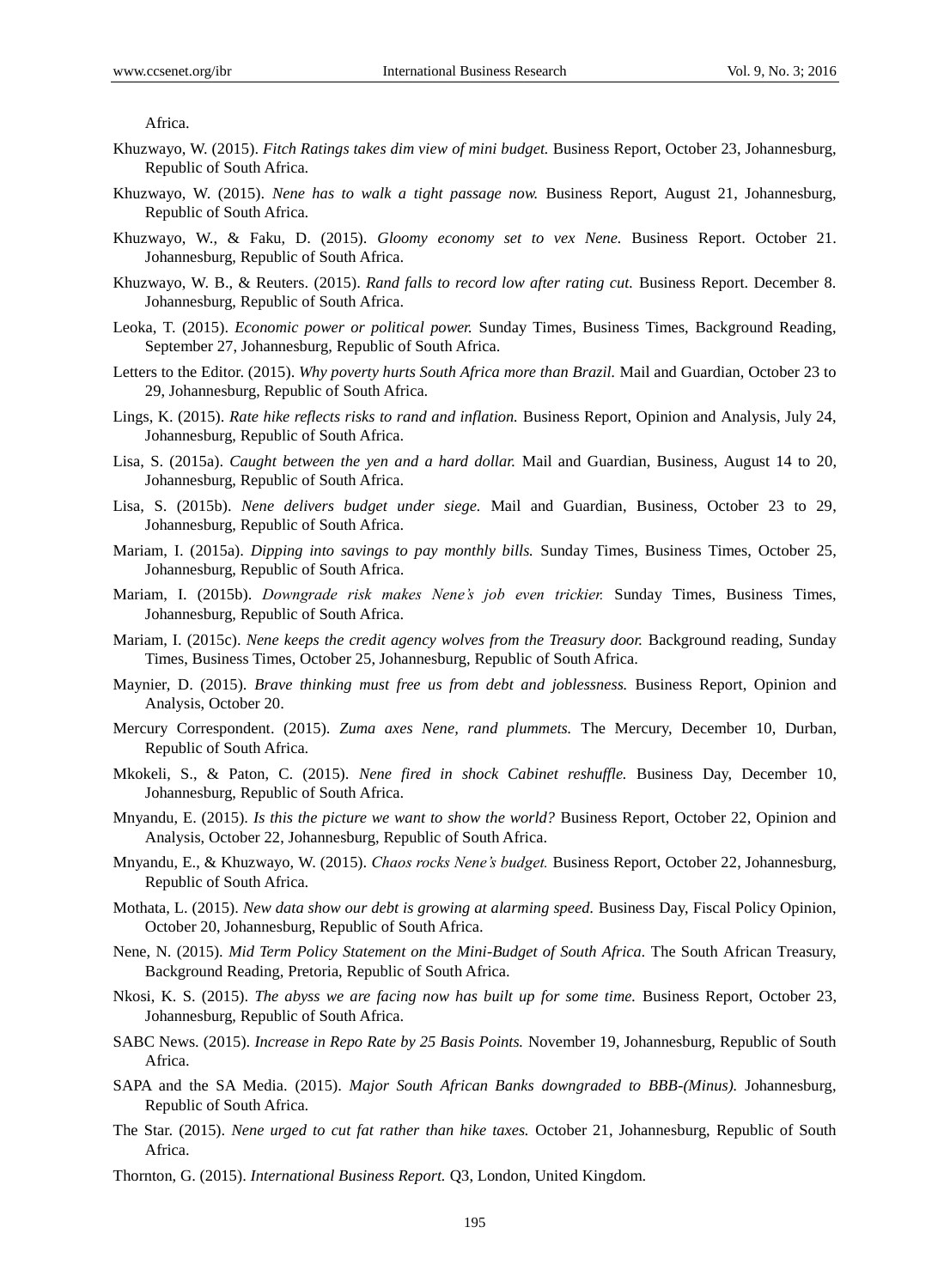Africa.

Khuzwayo, W. (2015). *Fitch Ratings takes dim view of mini budget.* Business Report, October 23, Johannesburg, Republic of South Africa.

Khuzwayo, W. (2015). *Nene has to walk a tight passage now.* Business Report, August 21, Johannesburg, Republic of South Africa.

Khuzwayo, W., & Faku, D. (2015). *Gloomy economy set to vex Nene.* Business Report. October 21. Johannesburg, Republic of South Africa.

Khuzwayo, W. B., & Reuters. (2015). *Rand falls to record low after rating cut.* Business Report. December 8. Johannesburg, Republic of South Africa.

Leoka, T. (2015). *Economic power or political power.* Sunday Times, Business Times, Background Reading, September 27, Johannesburg, Republic of South Africa.

Letters to the Editor. (2015). *Why poverty hurts South Africa more than Brazil.* Mail and Guardian, October 23 to 29, Johannesburg, Republic of South Africa.

Lings, K. (2015). *Rate hike reflects risks to rand and inflation.* Business Report, Opinion and Analysis, July 24, Johannesburg, Republic of South Africa.

Lisa, S. (2015a). *Caught between the yen and a hard dollar.* Mail and Guardian, Business, August 14 to 20, Johannesburg, Republic of South Africa.

Lisa, S. (2015b). *Nene delivers budget under siege.* Mail and Guardian, Business, October 23 to 29, Johannesburg, Republic of South Africa.

Mariam, I. (2015a). *Dipping into savings to pay monthly bills.* Sunday Times, Business Times, October 25, Johannesburg, Republic of South Africa.

Mariam, I. (2015b). *Downgrade risk makes Nene's job even trickier.* Sunday Times, Business Times, Johannesburg, Republic of South Africa.

Mariam, I. (2015c). *Nene keeps the credit agency wolves from the Treasury door.* Background reading, Sunday Times, Business Times, October 25, Johannesburg, Republic of South Africa.

Maynier, D. (2015). *Brave thinking must free us from debt and joblessness.* Business Report, Opinion and Analysis, October 20.

Mercury Correspondent. (2015). *Zuma axes Nene, rand plummets.* The Mercury, December 10, Durban, Republic of South Africa.

Mkokeli, S., & Paton, C. (2015). *Nene fired in shock Cabinet reshuffle.* Business Day, December 10, Johannesburg, Republic of South Africa.

Mnyandu, E. (2015). *Is this the picture we want to show the world?* Business Report, October 22, Opinion and Analysis, October 22, Johannesburg, Republic of South Africa.

Mnyandu, E., & Khuzwayo, W. (2015). *Chaos rocks Nene's budget.* Business Report, October 22, Johannesburg, Republic of South Africa.

Mothata, L. (2015). *New data show our debt is growing at alarming speed.* Business Day, Fiscal Policy Opinion, October 20, Johannesburg, Republic of South Africa.

Nene, N. (2015). *Mid Term Policy Statement on the Mini-Budget of South Africa.* The South African Treasury, Background Reading, Pretoria, Republic of South Africa.

Nkosi, K. S. (2015). *The abyss we are facing now has built up for some time.* Business Report, October 23, Johannesburg, Republic of South Africa.

SABC News. (2015). *Increase in Repo Rate by 25 Basis Points.* November 19, Johannesburg, Republic of South Africa.

SAPA and the SA Media. (2015). *Major South African Banks downgraded to BBB-(Minus).* Johannesburg, Republic of South Africa.

The Star. (2015). *Nene urged to cut fat rather than hike taxes.* October 21, Johannesburg, Republic of South Africa.

Thornton, G. (2015). *International Business Report.* Q3, London, United Kingdom.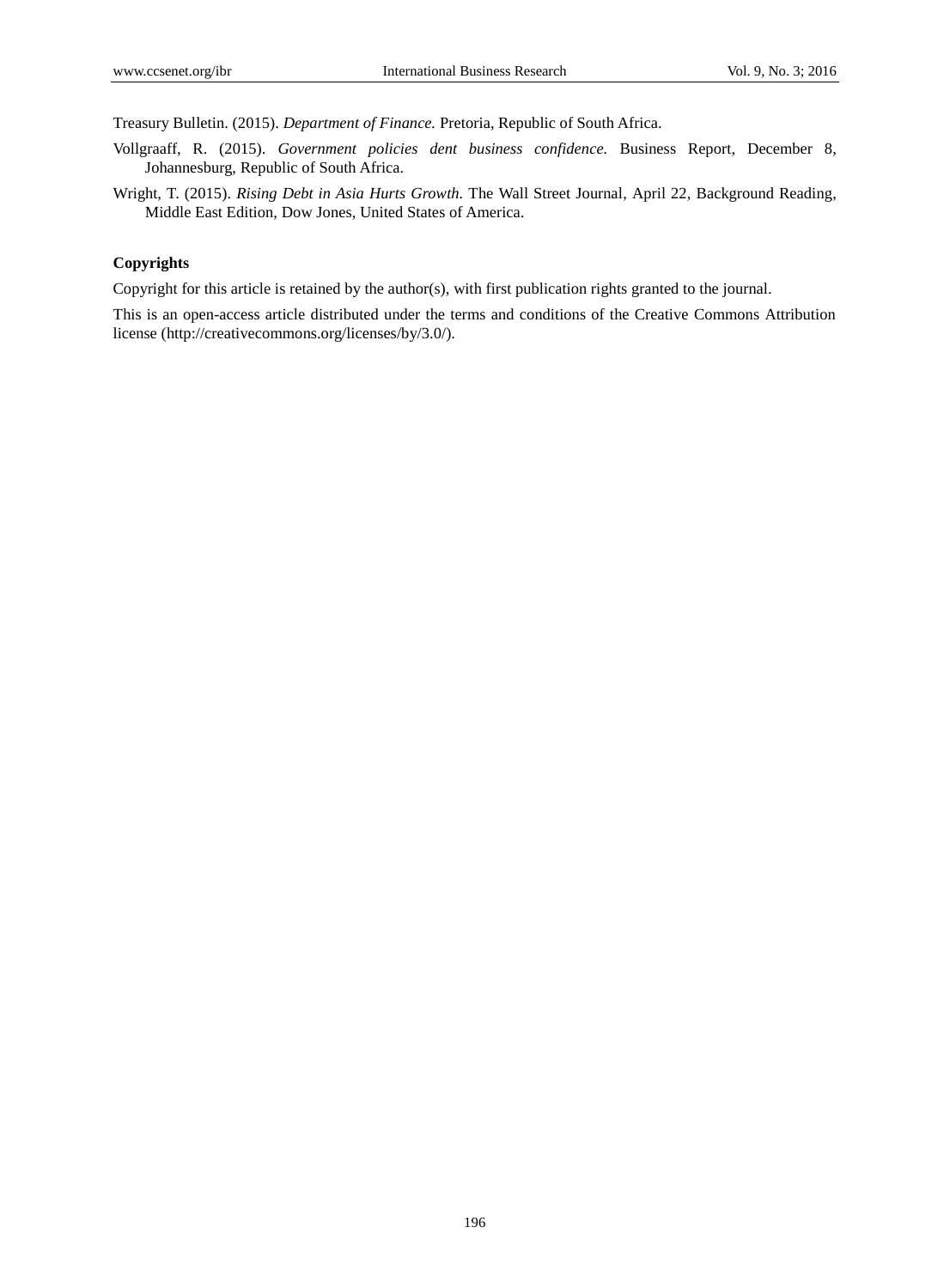Treasury Bulletin. (2015). *Department of Finance.* Pretoria, Republic of South Africa.

Vollgraaff, R. (2015). *Government policies dent business confidence.* Business Report, December 8, Johannesburg, Republic of South Africa.

Wright, T. (2015). *Rising Debt in Asia Hurts Growth.* The Wall Street Journal, April 22, Background Reading, Middle East Edition, Dow Jones, United States of America.

**Copyrights**

Copyright for this article is retained by the author(s), with first publication rights granted to the journal.

This is an open-access article distributed under the terms and conditions of the Creative Commons Attribution license (http://creativecommons.org/licenses/by/3.0/).